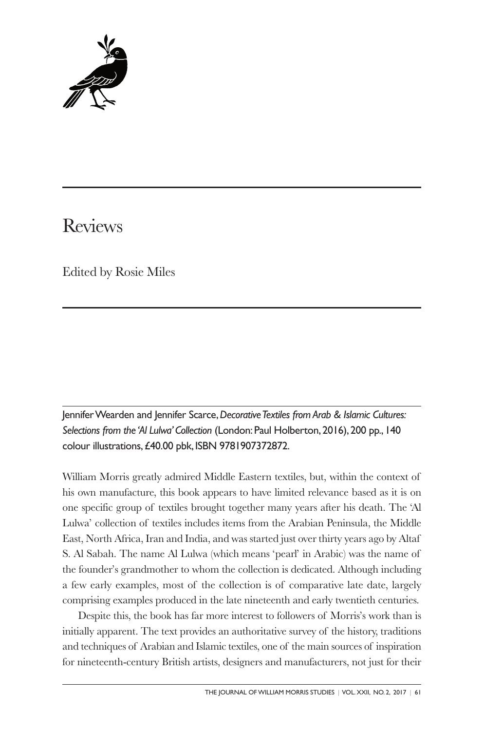# Reviews

Edited by Rosie Miles

Jennifer Wearden and Jennifer Scarce, *Decorative Textiles from Arab & Islamic Cultures: Selections from the 'Al Lulwa' Collection* (London: Paul Holberton, 2016), 200 pp., 140 colour illustrations, £40.00 pbk, ISBN 9781907372872.

William Morris greatly admired Middle Eastern textiles, but, within the context of his own manufacture, this book appears to have limited relevance based as it is on one specific group of textiles brought together many years after his death. The 'Al Lulwa' collection of textiles includes items from the Arabian Peninsula, the Middle East, North Africa, Iran and India, and was started just over thirty years ago by Altaf S. Al Sabah. The name Al Lulwa (which means 'pearl' in Arabic) was the name of the founder's grandmother to whom the collection is dedicated. Although including a few early examples, most of the collection is of comparative late date, largely comprising examples produced in the late nineteenth and early twentieth centuries.

Despite this, the book has far more interest to followers of Morris's work than is initially apparent. The text provides an authoritative survey of the history, traditions and techniques of Arabian and Islamic textiles, one of the main sources of inspiration for nineteenth-century British artists, designers and manufacturers, not just for their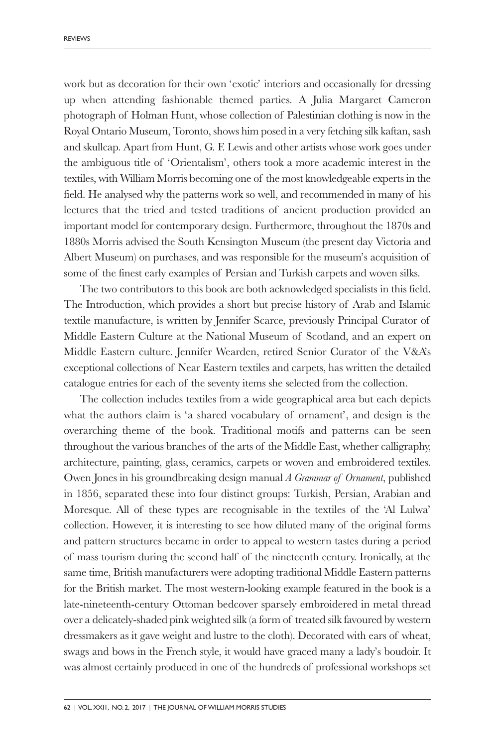work but as decoration for their own 'exotic' interiors and occasionally for dressing up when attending fashionable themed parties. A Julia Margaret Cameron photograph of Holman Hunt, whose collection of Palestinian clothing is now in the Royal Ontario Museum, Toronto, shows him posed in a very fetching silk kaftan, sash and skullcap. Apart from Hunt, G. F. Lewis and other artists whose work goes under the ambiguous title of 'Orientalism', others took a more academic interest in the textiles, with William Morris becoming one of the most knowledgeable experts in the field. He analysed why the patterns work so well, and recommended in many of his lectures that the tried and tested traditions of ancient production provided an important model for contemporary design. Furthermore, throughout the 1870s and 1880s Morris advised the South Kensington Museum (the present day Victoria and Albert Museum) on purchases, and was responsible for the museum's acquisition of some of the finest early examples of Persian and Turkish carpets and woven silks.

The two contributors to this book are both acknowledged specialists in this field. The Introduction, which provides a short but precise history of Arab and Islamic textile manufacture, is written by Jennifer Scarce, previously Principal Curator of Middle Eastern Culture at the National Museum of Scotland, and an expert on Middle Eastern culture. Jennifer Wearden, retired Senior Curator of the V&A's exceptional collections of Near Eastern textiles and carpets, has written the detailed catalogue entries for each of the seventy items she selected from the collection.

The collection includes textiles from a wide geographical area but each depicts what the authors claim is 'a shared vocabulary of ornament', and design is the overarching theme of the book. Traditional motifs and patterns can be seen throughout the various branches of the arts of the Middle East, whether calligraphy, architecture, painting, glass, ceramics, carpets or woven and embroidered textiles. Owen Jones in his groundbreaking design manual *A Grammar of Ornament*, published in 1856, separated these into four distinct groups: Turkish, Persian, Arabian and Moresque. All of these types are recognisable in the textiles of the 'Al Lulwa' collection. However, it is interesting to see how diluted many of the original forms and pattern structures became in order to appeal to western tastes during a period of mass tourism during the second half of the nineteenth century. Ironically, at the same time, British manufacturers were adopting traditional Middle Eastern patterns for the British market. The most western-looking example featured in the book is a late-nineteenth-century Ottoman bedcover sparsely embroidered in metal thread over a delicately-shaded pink weighted silk (a form of treated silk favoured by western dressmakers as it gave weight and lustre to the cloth). Decorated with ears of wheat, swags and bows in the French style, it would have graced many a lady's boudoir. It was almost certainly produced in one of the hundreds of professional workshops set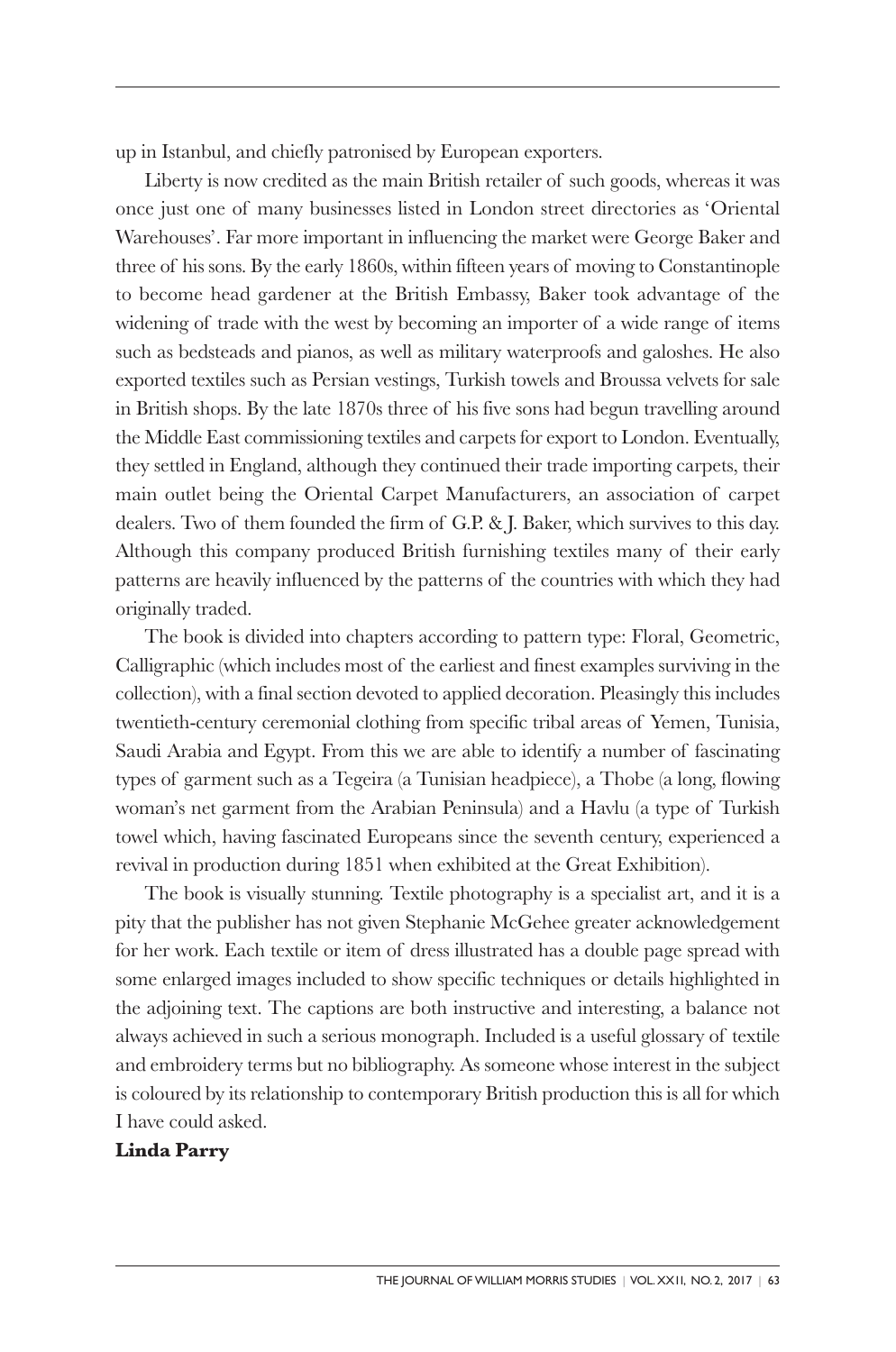up in Istanbul, and chiefly patronised by European exporters.

Liberty is now credited as the main British retailer of such goods, whereas it was once just one of many businesses listed in London street directories as 'Oriental Warehouses'. Far more important in influencing the market were George Baker and three of his sons. By the early 1860s, within fifteen years of moving to Constantinople to become head gardener at the British Embassy, Baker took advantage of the widening of trade with the west by becoming an importer of a wide range of items such as bedsteads and pianos, as well as military waterproofs and galoshes. He also exported textiles such as Persian vestings, Turkish towels and Broussa velvets for sale in British shops. By the late 1870s three of his five sons had begun travelling around the Middle East commissioning textiles and carpets for export to London. Eventually, they settled in England, although they continued their trade importing carpets, their main outlet being the Oriental Carpet Manufacturers, an association of carpet dealers. Two of them founded the firm of G.P. & J. Baker, which survives to this day. Although this company produced British furnishing textiles many of their early patterns are heavily influenced by the patterns of the countries with which they had originally traded.

The book is divided into chapters according to pattern type: Floral, Geometric, Calligraphic (which includes most of the earliest and finest examples surviving in the collection), with a final section devoted to applied decoration. Pleasingly this includes twentieth-century ceremonial clothing from specific tribal areas of Yemen, Tunisia, Saudi Arabia and Egypt. From this we are able to identify a number of fascinating types of garment such as a Tegeira (a Tunisian headpiece), a Thobe (a long, flowing woman's net garment from the Arabian Peninsula) and a Havlu (a type of Turkish towel which, having fascinated Europeans since the seventh century, experienced a revival in production during 1851 when exhibited at the Great Exhibition).

The book is visually stunning. Textile photography is a specialist art, and it is a pity that the publisher has not given Stephanie McGehee greater acknowledgement for her work. Each textile or item of dress illustrated has a double page spread with some enlarged images included to show specific techniques or details highlighted in the adjoining text. The captions are both instructive and interesting, a balance not always achieved in such a serious monograph. Included is a useful glossary of textile and embroidery terms but no bibliography. As someone whose interest in the subject is coloured by its relationship to contemporary British production this is all for which I have could asked.

**Linda Parry**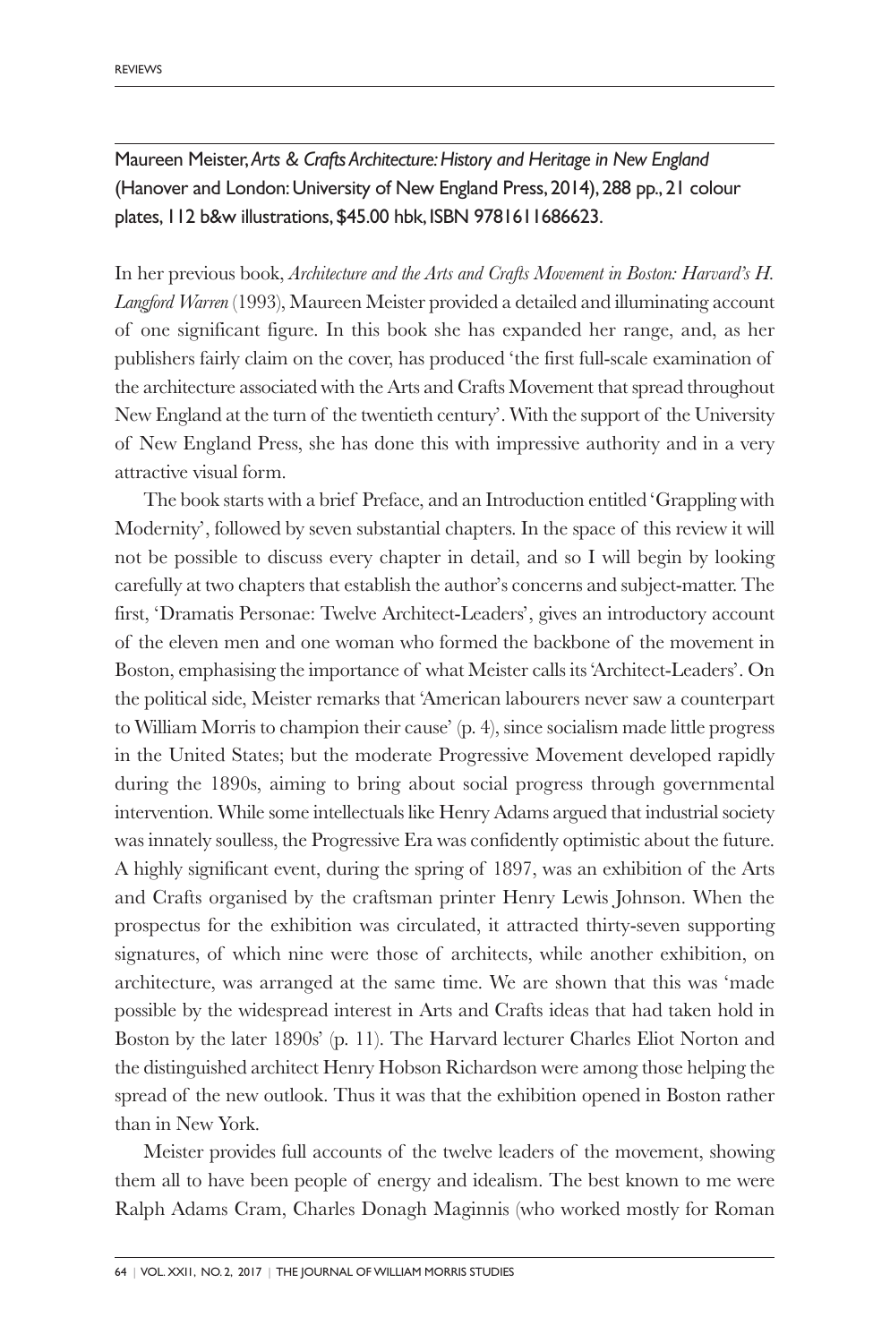Maureen Meister, *Arts & Crafts Architecture: History and Heritage in New England* (Hanover and London: University of New England Press, 2014), 288 pp., 21 colour plates, 112 b&w illustrations, $45.00 hbk, ISBN 9781611686623.

In her previous book, *Architecture and the Arts and Crafts Movement in Boston: Harvard's H. Langford Warren* (1993), Maureen Meister provided a detailed and illuminating account of one significant figure. In this book she has expanded her range, and, as her publishers fairly claim on the cover, has produced 'the first full-scale examination of the architecture associated with the Arts and Crafts Movement that spread throughout New England at the turn of the twentieth century'. With the support of the University of New England Press, she has done this with impressive authority and in a very attractive visual form.

The book starts with a brief Preface, and an Introduction entitled 'Grappling with Modernity', followed by seven substantial chapters. In the space of this review it will not be possible to discuss every chapter in detail, and so I will begin by looking carefully at two chapters that establish the author's concerns and subject-matter. The first, 'Dramatis Personae: Twelve Architect-Leaders', gives an introductory account of the eleven men and one woman who formed the backbone of the movement in Boston, emphasising the importance of what Meister calls its 'Architect-Leaders'. On the political side, Meister remarks that 'American labourers never saw a counterpart to William Morris to champion their cause' (p. 4), since socialism made little progress in the United States; but the moderate Progressive Movement developed rapidly during the 1890s, aiming to bring about social progress through governmental intervention. While some intellectuals like Henry Adams argued that industrial society was innately soulless, the Progressive Era was confidently optimistic about the future. A highly significant event, during the spring of 1897, was an exhibition of the Arts and Crafts organised by the craftsman printer Henry Lewis Johnson. When the prospectus for the exhibition was circulated, it attracted thirty-seven supporting signatures, of which nine were those of architects, while another exhibition, on architecture, was arranged at the same time. We are shown that this was 'made possible by the widespread interest in Arts and Crafts ideas that had taken hold in Boston by the later 1890s' (p. 11). The Harvard lecturer Charles Eliot Norton and the distinguished architect Henry Hobson Richardson were among those helping the spread of the new outlook. Thus it was that the exhibition opened in Boston rather than in New York.

Meister provides full accounts of the twelve leaders of the movement, showing them all to have been people of energy and idealism. The best known to me were Ralph Adams Cram, Charles Donagh Maginnis (who worked mostly for Roman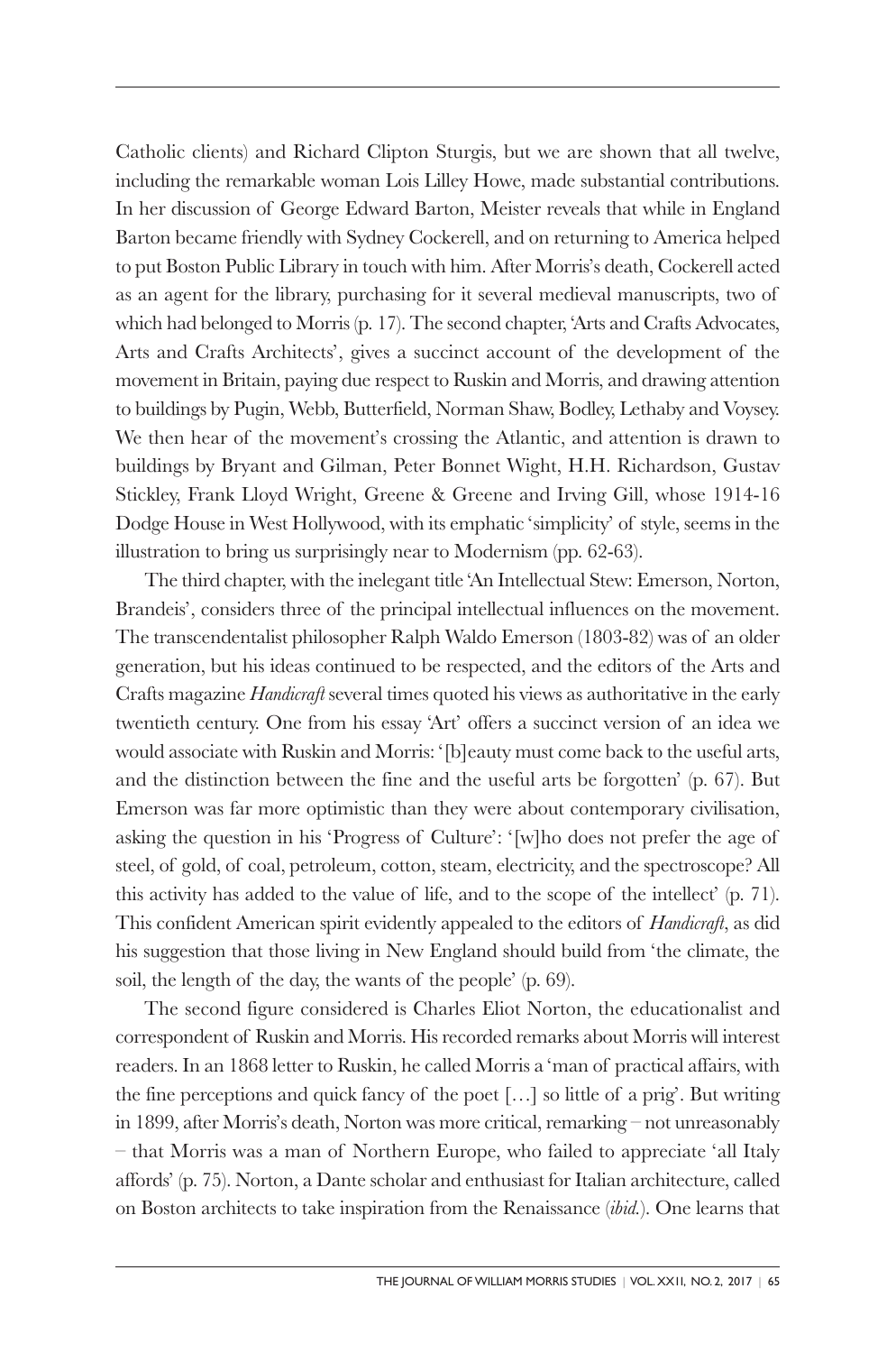Catholic clients) and Richard Clipton Sturgis, but we are shown that all twelve, including the remarkable woman Lois Lilley Howe, made substantial contributions. In her discussion of George Edward Barton, Meister reveals that while in England Barton became friendly with Sydney Cockerell, and on returning to America helped to put Boston Public Library in touch with him. After Morris's death, Cockerell acted as an agent for the library, purchasing for it several medieval manuscripts, two of which had belonged to Morris (p. 17). The second chapter, 'Arts and Crafts Advocates, Arts and Crafts Architects', gives a succinct account of the development of the movement in Britain, paying due respect to Ruskin and Morris, and drawing attention to buildings by Pugin, Webb, Butterfield, Norman Shaw, Bodley, Lethaby and Voysey. We then hear of the movement's crossing the Atlantic, and attention is drawn to buildings by Bryant and Gilman, Peter Bonnet Wight, H.H. Richardson, Gustav Stickley, Frank Lloyd Wright, Greene & Greene and Irving Gill, whose 1914-16 Dodge House in West Hollywood, with its emphatic 'simplicity' of style, seems in the illustration to bring us surprisingly near to Modernism (pp. 62-63).

The third chapter, with the inelegant title 'An Intellectual Stew: Emerson, Norton, Brandeis', considers three of the principal intellectual influences on the movement. The transcendentalist philosopher Ralph Waldo Emerson (1803-82) was of an older generation, but his ideas continued to be respected, and the editors of the Arts and Crafts magazine *Handicraft* several times quoted his views as authoritative in the early twentieth century. One from his essay 'Art' offers a succinct version of an idea we would associate with Ruskin and Morris: '[b]eauty must come back to the useful arts, and the distinction between the fine and the useful arts be forgotten' (p. 67). But Emerson was far more optimistic than they were about contemporary civilisation, asking the question in his 'Progress of Culture': '[w]ho does not prefer the age of steel, of gold, of coal, petroleum, cotton, steam, electricity, and the spectroscope? All this activity has added to the value of life, and to the scope of the intellect' (p. 71). This confident American spirit evidently appealed to the editors of *Handicraft*, as did his suggestion that those living in New England should build from 'the climate, the soil, the length of the day, the wants of the people' (p. 69).

The second figure considered is Charles Eliot Norton, the educationalist and correspondent of Ruskin and Morris. His recorded remarks about Morris will interest readers. In an 1868 letter to Ruskin, he called Morris a 'man of practical affairs, with the fine perceptions and quick fancy of the poet […] so little of a prig'. But writing in 1899, after Morris's death, Norton was more critical, remarking – not unreasonably – that Morris was a man of Northern Europe, who failed to appreciate 'all Italy affords' (p. 75). Norton, a Dante scholar and enthusiast for Italian architecture, called on Boston architects to take inspiration from the Renaissance (*ibid.*). One learns that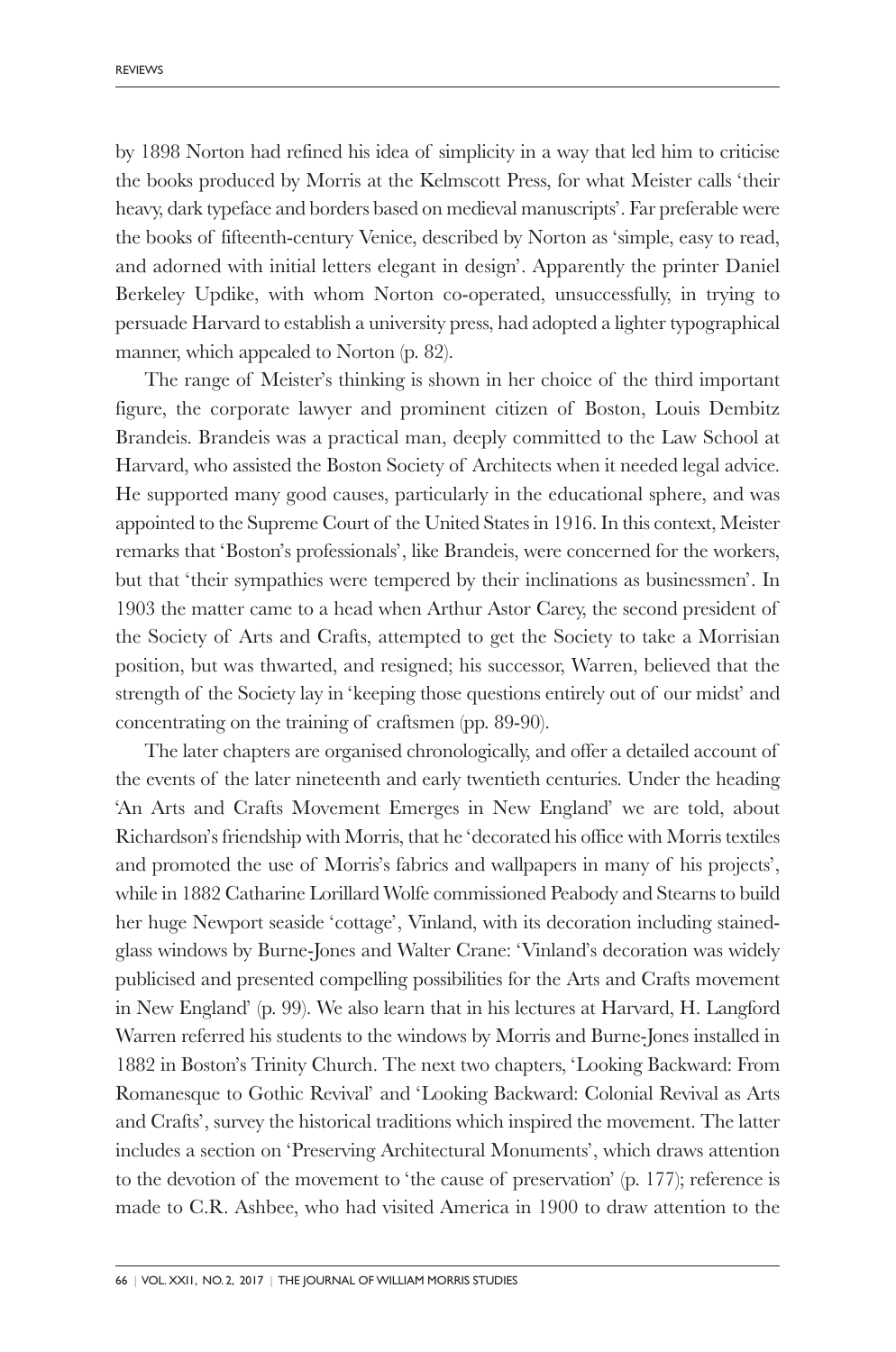by 1898 Norton had refined his idea of simplicity in a way that led him to criticise the books produced by Morris at the Kelmscott Press, for what Meister calls 'their heavy, dark typeface and borders based on medieval manuscripts'. Far preferable were the books of fifteenth-century Venice, described by Norton as 'simple, easy to read, and adorned with initial letters elegant in design'. Apparently the printer Daniel Berkeley Updike, with whom Norton co-operated, unsuccessfully, in trying to persuade Harvard to establish a university press, had adopted a lighter typographical manner, which appealed to Norton (p. 82).

The range of Meister's thinking is shown in her choice of the third important figure, the corporate lawyer and prominent citizen of Boston, Louis Dembitz Brandeis. Brandeis was a practical man, deeply committed to the Law School at Harvard, who assisted the Boston Society of Architects when it needed legal advice. He supported many good causes, particularly in the educational sphere, and was appointed to the Supreme Court of the United States in 1916. In this context, Meister remarks that 'Boston's professionals', like Brandeis, were concerned for the workers, but that 'their sympathies were tempered by their inclinations as businessmen'. In 1903 the matter came to a head when Arthur Astor Carey, the second president of the Society of Arts and Crafts, attempted to get the Society to take a Morrisian position, but was thwarted, and resigned; his successor, Warren, believed that the strength of the Society lay in 'keeping those questions entirely out of our midst' and concentrating on the training of craftsmen (pp. 89-90).

The later chapters are organised chronologically, and offer a detailed account of the events of the later nineteenth and early twentieth centuries. Under the heading 'An Arts and Crafts Movement Emerges in New England' we are told, about Richardson's friendship with Morris, that he 'decorated his office with Morris textiles and promoted the use of Morris's fabrics and wallpapers in many of his projects', while in 1882 Catharine Lorillard Wolfe commissioned Peabody and Stearns to build her huge Newport seaside 'cottage', Vinland, with its decoration including stained-glass windows by Burne-Jones and Walter Crane: 'Vinland's decoration was widely publicised and presented compelling possibilities for the Arts and Crafts movement in New England' (p. 99). We also learn that in his lectures at Harvard, H. Langford Warren referred his students to the windows by Morris and Burne-Jones installed in 1882 in Boston's Trinity Church. The next two chapters, 'Looking Backward: From Romanesque to Gothic Revival' and 'Looking Backward: Colonial Revival as Arts and Crafts', survey the historical traditions which inspired the movement. The latter includes a section on 'Preserving Architectural Monuments', which draws attention to the devotion of the movement to 'the cause of preservation' (p. 177); reference is made to C.R. Ashbee, who had visited America in 1900 to draw attention to the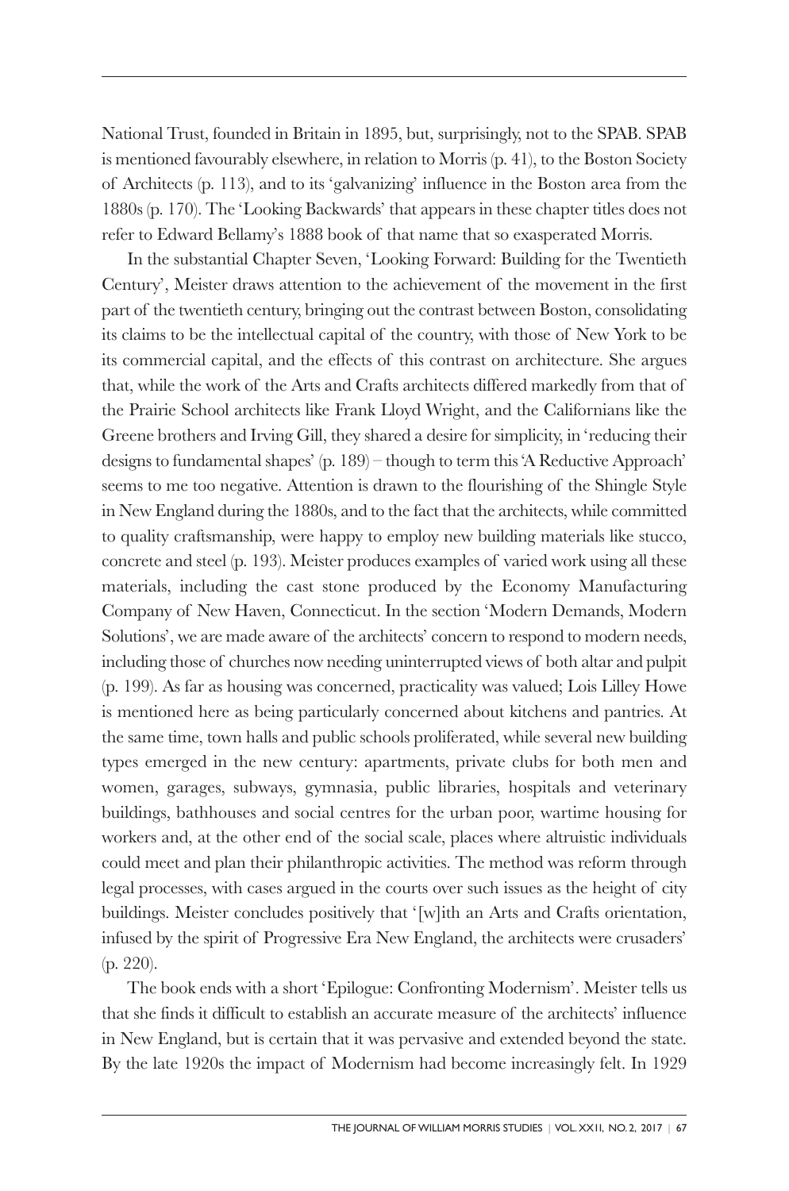National Trust, founded in Britain in 1895, but, surprisingly, not to the SPAB. SPAB is mentioned favourably elsewhere, in relation to Morris (p. 41), to the Boston Society of Architects (p. 113), and to its 'galvanizing' influence in the Boston area from the 1880s (p. 170). The 'Looking Backwards' that appears in these chapter titles does not refer to Edward Bellamy's 1888 book of that name that so exasperated Morris.

In the substantial Chapter Seven, 'Looking Forward: Building for the Twentieth Century', Meister draws attention to the achievement of the movement in the first part of the twentieth century, bringing out the contrast between Boston, consolidating its claims to be the intellectual capital of the country, with those of New York to be its commercial capital, and the effects of this contrast on architecture. She argues that, while the work of the Arts and Crafts architects differed markedly from that of the Prairie School architects like Frank Lloyd Wright, and the Californians like the Greene brothers and Irving Gill, they shared a desire for simplicity, in 'reducing their designs to fundamental shapes' (p. 189) – though to term this 'A Reductive Approach' seems to me too negative. Attention is drawn to the flourishing of the Shingle Style in New England during the 1880s, and to the fact that the architects, while committed to quality craftsmanship, were happy to employ new building materials like stucco, concrete and steel (p. 193). Meister produces examples of varied work using all these materials, including the cast stone produced by the Economy Manufacturing Company of New Haven, Connecticut. In the section 'Modern Demands, Modern Solutions', we are made aware of the architects' concern to respond to modern needs, including those of churches now needing uninterrupted views of both altar and pulpit (p. 199). As far as housing was concerned, practicality was valued; Lois Lilley Howe is mentioned here as being particularly concerned about kitchens and pantries. At the same time, town halls and public schools proliferated, while several new building types emerged in the new century: apartments, private clubs for both men and women, garages, subways, gymnasia, public libraries, hospitals and veterinary buildings, bathhouses and social centres for the urban poor, wartime housing for workers and, at the other end of the social scale, places where altruistic individuals could meet and plan their philanthropic activities. The method was reform through legal processes, with cases argued in the courts over such issues as the height of city buildings. Meister concludes positively that '[w]ith an Arts and Crafts orientation, infused by the spirit of Progressive Era New England, the architects were crusaders' (p. 220).

The book ends with a short 'Epilogue: Confronting Modernism'. Meister tells us that she finds it difficult to establish an accurate measure of the architects' influence in New England, but is certain that it was pervasive and extended beyond the state. By the late 1920s the impact of Modernism had become increasingly felt. In 1929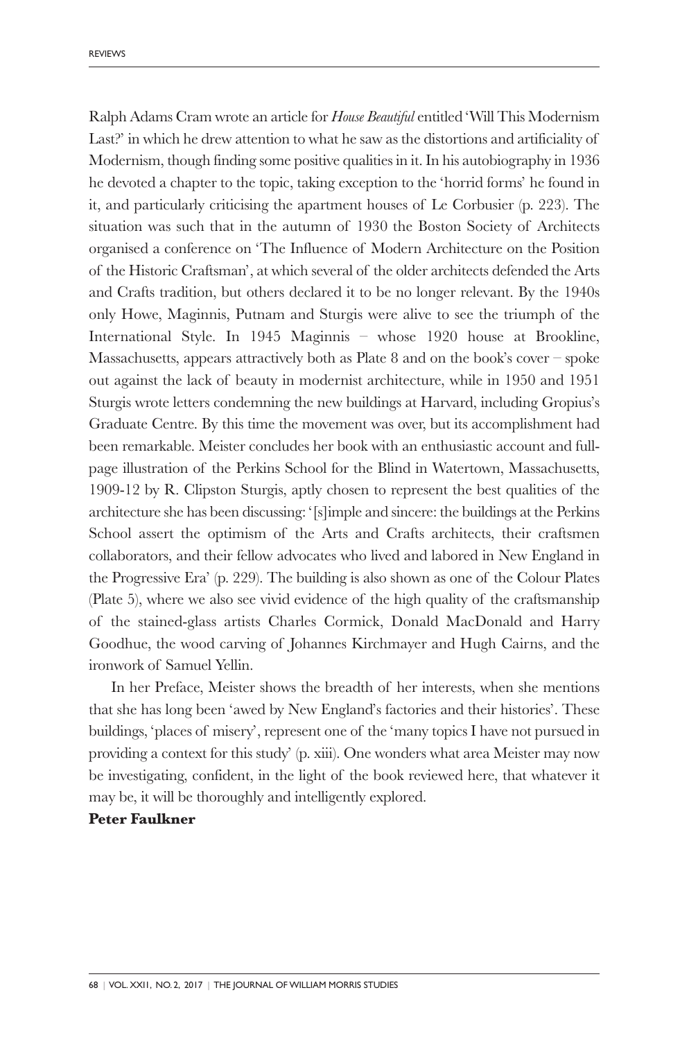Ralph Adams Cram wrote an article for *House Beautiful* entitled 'Will This Modernism Last?' in which he drew attention to what he saw as the distortions and artificiality of Modernism, though finding some positive qualities in it. In his autobiography in 1936 he devoted a chapter to the topic, taking exception to the 'horrid forms' he found in it, and particularly criticising the apartment houses of Le Corbusier (p. 223). The situation was such that in the autumn of 1930 the Boston Society of Architects organised a conference on 'The Influence of Modern Architecture on the Position of the Historic Craftsman', at which several of the older architects defended the Arts and Crafts tradition, but others declared it to be no longer relevant. By the 1940s only Howe, Maginnis, Putnam and Sturgis were alive to see the triumph of the International Style. In 1945 Maginnis – whose 1920 house at Brookline, Massachusetts, appears attractively both as Plate 8 and on the book's cover – spoke out against the lack of beauty in modernist architecture, while in 1950 and 1951 Sturgis wrote letters condemning the new buildings at Harvard, including Gropius's Graduate Centre. By this time the movement was over, but its accomplishment had been remarkable. Meister concludes her book with an enthusiastic account and full-page illustration of the Perkins School for the Blind in Watertown, Massachusetts, 1909-12 by R. Clipston Sturgis, aptly chosen to represent the best qualities of the architecture she has been discussing: '[s]imple and sincere: the buildings at the Perkins School assert the optimism of the Arts and Crafts architects, their craftsmen collaborators, and their fellow advocates who lived and labored in New England in the Progressive Era' (p. 229). The building is also shown as one of the Colour Plates (Plate 5), where we also see vivid evidence of the high quality of the craftsmanship of the stained-glass artists Charles Cormick, Donald MacDonald and Harry Goodhue, the wood carving of Johannes Kirchmayer and Hugh Cairns, and the ironwork of Samuel Yellin.

In her Preface, Meister shows the breadth of her interests, when she mentions that she has long been 'awed by New England's factories and their histories'. These buildings, 'places of misery', represent one of the 'many topics I have not pursued in providing a context for this study' (p. xiii). One wonders what area Meister may now be investigating, confident, in the light of the book reviewed here, that whatever it may be, it will be thoroughly and intelligently explored.

**Peter Faulkner**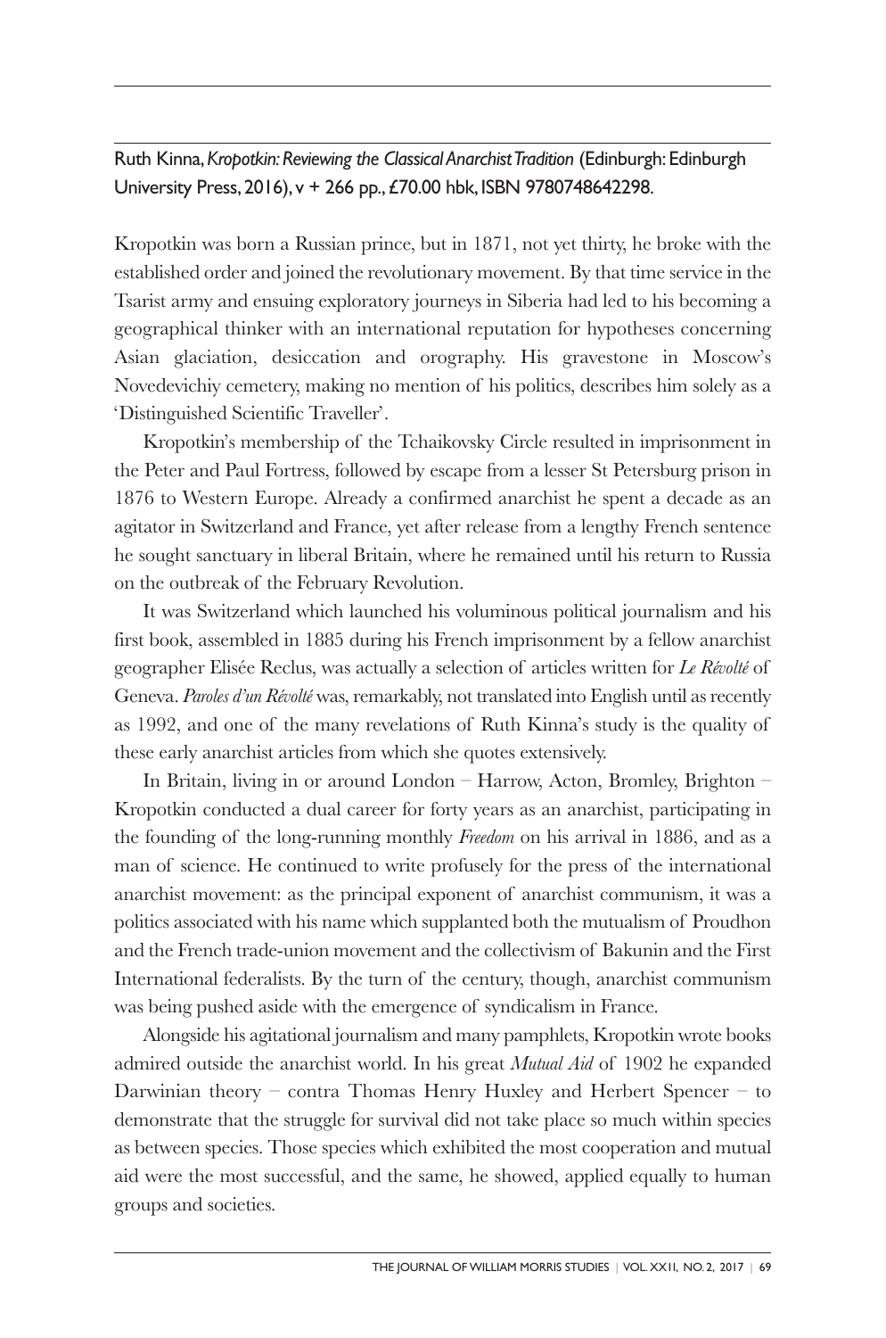Ruth Kinna, *Kropotkin: Reviewing the Classical Anarchist Tradition* (Edinburgh: Edinburgh University Press, 2016), v + 266 pp., £70.00 hbk, ISBN 9780748642298.

Kropotkin was born a Russian prince, but in 1871, not yet thirty, he broke with the established order and joined the revolutionary movement. By that time service in the Tsarist army and ensuing exploratory journeys in Siberia had led to his becoming a geographical thinker with an international reputation for hypotheses concerning Asian glaciation, desiccation and orography. His gravestone in Moscow's Novedevichiy cemetery, making no mention of his politics, describes him solely as a 'Distinguished Scientific Traveller'.

Kropotkin's membership of the Tchaikovsky Circle resulted in imprisonment in the Peter and Paul Fortress, followed by escape from a lesser St Petersburg prison in 1876 to Western Europe. Already a confirmed anarchist he spent a decade as an agitator in Switzerland and France, yet after release from a lengthy French sentence he sought sanctuary in liberal Britain, where he remained until his return to Russia on the outbreak of the February Revolution.

It was Switzerland which launched his voluminous political journalism and his first book, assembled in 1885 during his French imprisonment by a fellow anarchist geographer Elisée Reclus, was actually a selection of articles written for *Le Révolté* of Geneva. *Paroles d'un Révolté* was, remarkably, not translated into English until as recently as 1992, and one of the many revelations of Ruth Kinna's study is the quality of these early anarchist articles from which she quotes extensively.

In Britain, living in or around London – Harrow, Acton, Bromley, Brighton – Kropotkin conducted a dual career for forty years as an anarchist, participating in the founding of the long-running monthly *Freedom* on his arrival in 1886, and as a man of science. He continued to write profusely for the press of the international anarchist movement: as the principal exponent of anarchist communism, it was a politics associated with his name which supplanted both the mutualism of Proudhon and the French trade-union movement and the collectivism of Bakunin and the First International federalists. By the turn of the century, though, anarchist communism was being pushed aside with the emergence of syndicalism in France.

Alongside his agitational journalism and many pamphlets, Kropotkin wrote books admired outside the anarchist world. In his great *Mutual Aid* of 1902 he expanded Darwinian theory – contra Thomas Henry Huxley and Herbert Spencer – to demonstrate that the struggle for survival did not take place so much within species as between species. Those species which exhibited the most cooperation and mutual aid were the most successful, and the same, he showed, applied equally to human groups and societies.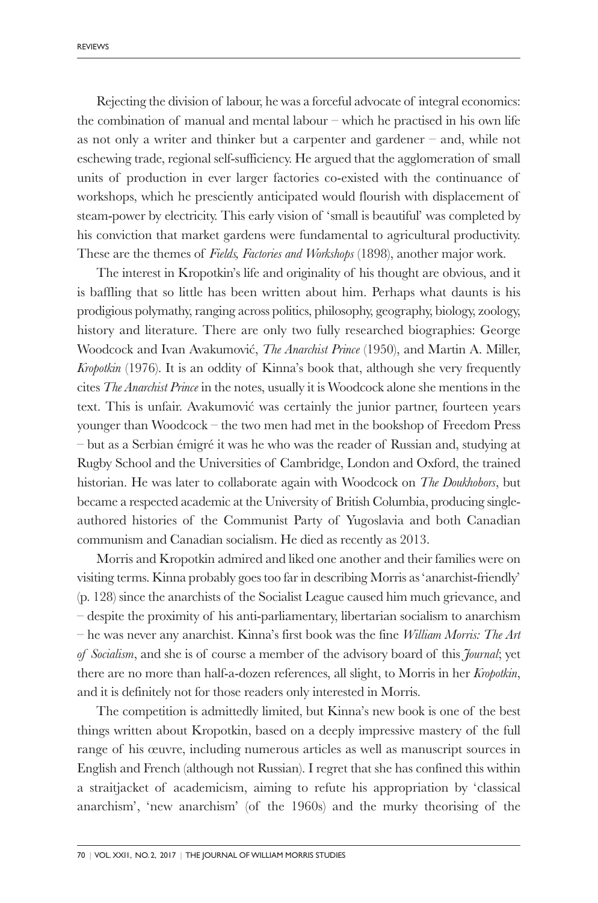Rejecting the division of labour, he was a forceful advocate of integral economics: the combination of manual and mental labour – which he practised in his own life as not only a writer and thinker but a carpenter and gardener – and, while not eschewing trade, regional self-sufficiency. He argued that the agglomeration of small units of production in ever larger factories co-existed with the continuance of workshops, which he presciently anticipated would flourish with displacement of steam-power by electricity. This early vision of 'small is beautiful' was completed by his conviction that market gardens were fundamental to agricultural productivity. These are the themes of *Fields, Factories and Workshops* (1898), another major work.

The interest in Kropotkin's life and originality of his thought are obvious, and it is baffling that so little has been written about him. Perhaps what daunts is his prodigious polymathy, ranging across politics, philosophy, geography, biology, zoology, history and literature. There are only two fully researched biographies: George Woodcock and Ivan Avakumović, *The Anarchist Prince* (1950), and Martin A. Miller, *Kropotkin* (1976). It is an oddity of Kinna's book that, although she very frequently cites *The Anarchist Prince* in the notes, usually it is Woodcock alone she mentions in the text. This is unfair. Avakumović was certainly the junior partner, fourteen years younger than Woodcock – the two men had met in the bookshop of Freedom Press – but as a Serbian émigré it was he who was the reader of Russian and, studying at Rugby School and the Universities of Cambridge, London and Oxford, the trained historian. He was later to collaborate again with Woodcock on *The Doukhobors*, but became a respected academic at the University of British Columbia, producing single-authored histories of the Communist Party of Yugoslavia and both Canadian communism and Canadian socialism. He died as recently as 2013.

Morris and Kropotkin admired and liked one another and their families were on visiting terms. Kinna probably goes too far in describing Morris as 'anarchist-friendly' (p. 128) since the anarchists of the Socialist League caused him much grievance, and – despite the proximity of his anti-parliamentary, libertarian socialism to anarchism – he was never any anarchist. Kinna's first book was the fine *William Morris: The Art of Socialism*, and she is of course a member of the advisory board of this *Journal*; yet there are no more than half-a-dozen references, all slight, to Morris in her *Kropotkin*, and it is definitely not for those readers only interested in Morris.

The competition is admittedly limited, but Kinna's new book is one of the best things written about Kropotkin, based on a deeply impressive mastery of the full range of his œuvre, including numerous articles as well as manuscript sources in English and French (although not Russian). I regret that she has confined this within a straitjacket of academicism, aiming to refute his appropriation by 'classical anarchism', 'new anarchism' (of the 1960s) and the murky theorising of the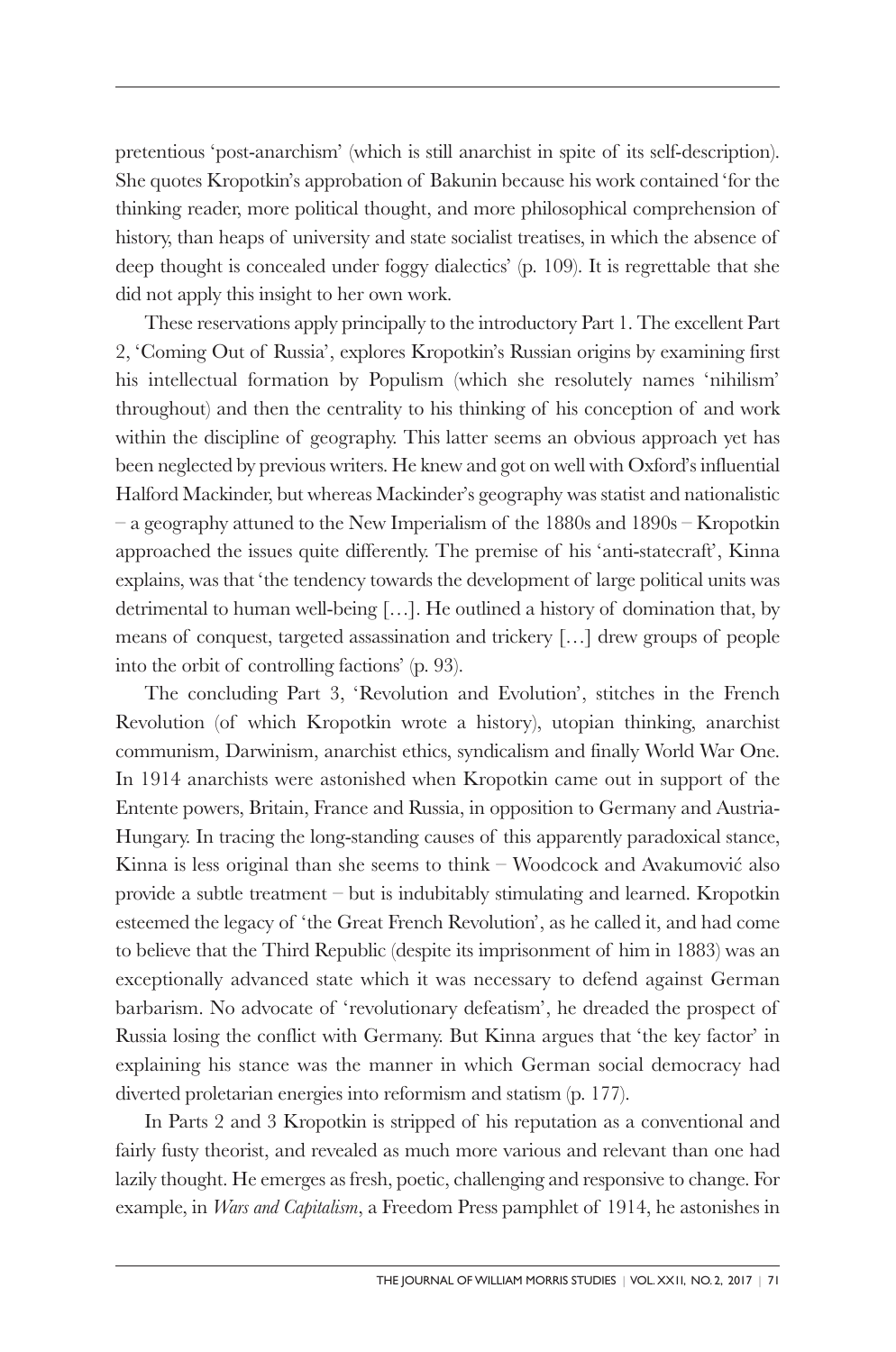pretentious 'post-anarchism' (which is still anarchist in spite of its self-description). She quotes Kropotkin's approbation of Bakunin because his work contained 'for the thinking reader, more political thought, and more philosophical comprehension of history, than heaps of university and state socialist treatises, in which the absence of deep thought is concealed under foggy dialectics' (p. 109). It is regrettable that she did not apply this insight to her own work.

These reservations apply principally to the introductory Part 1. The excellent Part 2, 'Coming Out of Russia', explores Kropotkin's Russian origins by examining first his intellectual formation by Populism (which she resolutely names 'nihilism' throughout) and then the centrality to his thinking of his conception of and work within the discipline of geography. This latter seems an obvious approach yet has been neglected by previous writers. He knew and got on well with Oxford's influential Halford Mackinder, but whereas Mackinder's geography was statist and nationalistic – a geography attuned to the New Imperialism of the 1880s and 1890s – Kropotkin approached the issues quite differently. The premise of his 'anti-statecraft', Kinna explains, was that 'the tendency towards the development of large political units was detrimental to human well-being […]. He outlined a history of domination that, by means of conquest, targeted assassination and trickery […] drew groups of people into the orbit of controlling factions' (p. 93).

The concluding Part 3, 'Revolution and Evolution', stitches in the French Revolution (of which Kropotkin wrote a history), utopian thinking, anarchist communism, Darwinism, anarchist ethics, syndicalism and finally World War One. In 1914 anarchists were astonished when Kropotkin came out in support of the Entente powers, Britain, France and Russia, in opposition to Germany and Austria-Hungary. In tracing the long-standing causes of this apparently paradoxical stance, Kinna is less original than she seems to think – Woodcock and Avakumović also provide a subtle treatment – but is indubitably stimulating and learned. Kropotkin esteemed the legacy of 'the Great French Revolution', as he called it, and had come to believe that the Third Republic (despite its imprisonment of him in 1883) was an exceptionally advanced state which it was necessary to defend against German barbarism. No advocate of 'revolutionary defeatism', he dreaded the prospect of Russia losing the conflict with Germany. But Kinna argues that 'the key factor' in explaining his stance was the manner in which German social democracy had diverted proletarian energies into reformism and statism (p. 177).

In Parts 2 and 3 Kropotkin is stripped of his reputation as a conventional and fairly fusty theorist, and revealed as much more various and relevant than one had lazily thought. He emerges as fresh, poetic, challenging and responsive to change. For example, in *Wars and Capitalism*, a Freedom Press pamphlet of 1914, he astonishes in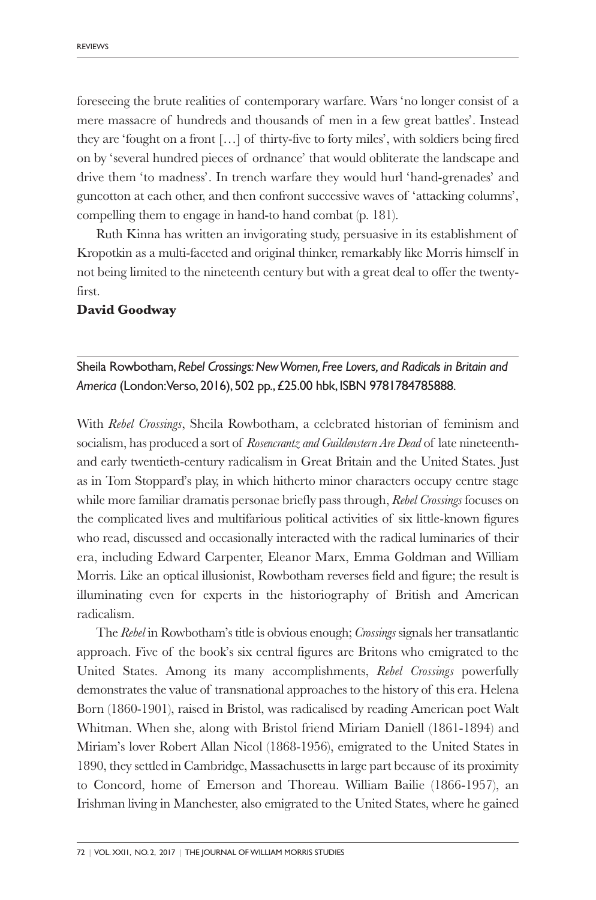foreseeing the brute realities of contemporary warfare. Wars 'no longer consist of a mere massacre of hundreds and thousands of men in a few great battles'. Instead they are 'fought on a front […] of thirty-five to forty miles', with soldiers being fired on by 'several hundred pieces of ordnance' that would obliterate the landscape and drive them 'to madness'. In trench warfare they would hurl 'hand-grenades' and guncotton at each other, and then confront successive waves of 'attacking columns', compelling them to engage in hand-to hand combat (p. 181).

Ruth Kinna has written an invigorating study, persuasive in its establishment of Kropotkin as a multi-faceted and original thinker, remarkably like Morris himself in not being limited to the nineteenth century but with a great deal to offer the twenty-first.

**David Goodway**

---

Sheila Rowbotham, *Rebel Crossings: New Women, Free Lovers, and Radicals in Britain and America* (London: Verso, 2016), 502 pp., £25.00 hbk, ISBN 9781784785888.

With *Rebel Crossings*, Sheila Rowbotham, a celebrated historian of feminism and socialism, has produced a sort of *Rosencrantz and Guildenstern Are Dead* of late nineteenth- and early twentieth-century radicalism in Great Britain and the United States. Just as in Tom Stoppard's play, in which hitherto minor characters occupy centre stage while more familiar dramatis personae briefly pass through, *Rebel Crossings* focuses on the complicated lives and multifarious political activities of six little-known figures who read, discussed and occasionally interacted with the radical luminaries of their era, including Edward Carpenter, Eleanor Marx, Emma Goldman and William Morris. Like an optical illusionist, Rowbotham reverses field and figure; the result is illuminating even for experts in the historiography of British and American radicalism.

The *Rebel* in Rowbotham's title is obvious enough; *Crossings* signals her transatlantic approach. Five of the book's six central figures are Britons who emigrated to the United States. Among its many accomplishments, *Rebel Crossings* powerfully demonstrates the value of transnational approaches to the history of this era. Helena Born (1860-1901), raised in Bristol, was radicalised by reading American poet Walt Whitman. When she, along with Bristol friend Miriam Daniell (1861-1894) and Miriam's lover Robert Allan Nicol (1868-1956), emigrated to the United States in 1890, they settled in Cambridge, Massachusetts in large part because of its proximity to Concord, home of Emerson and Thoreau. William Bailie (1866-1957), an Irishman living in Manchester, also emigrated to the United States, where he gained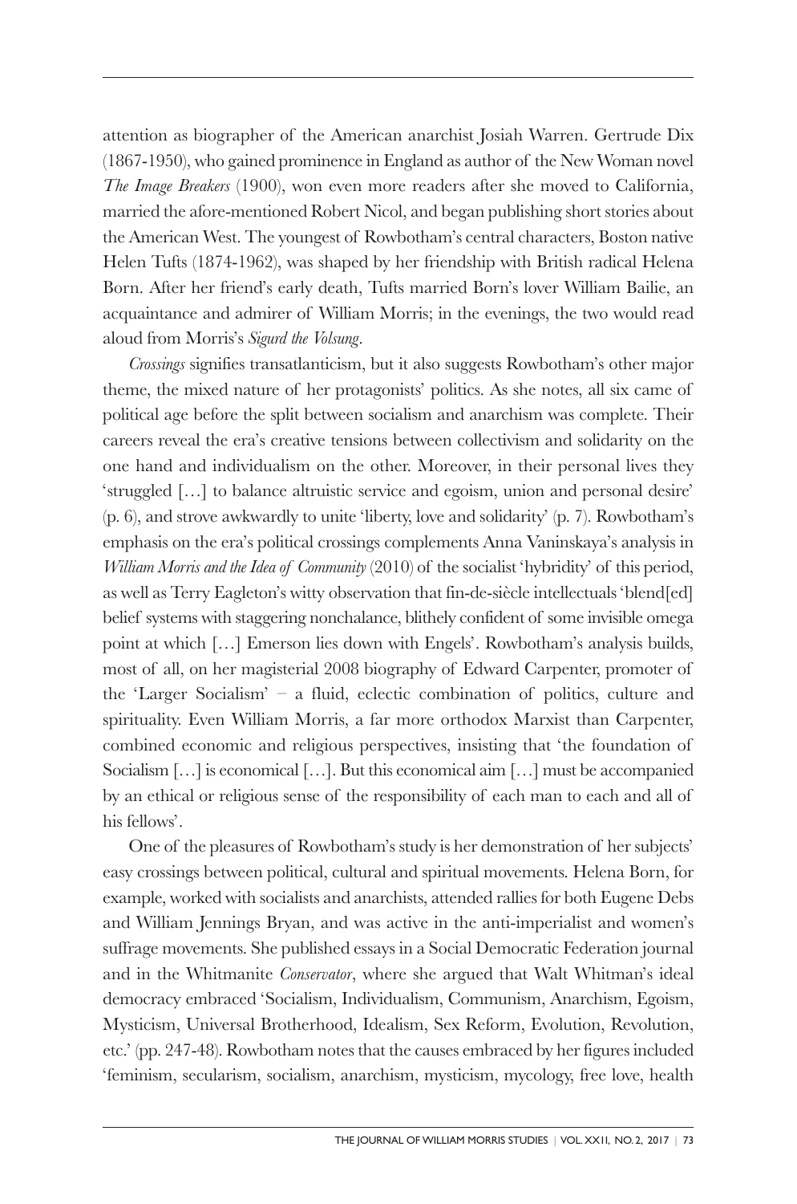attention as biographer of the American anarchist Josiah Warren. Gertrude Dix (1867-1950), who gained prominence in England as author of the New Woman novel *The Image Breakers* (1900), won even more readers after she moved to California, married the afore-mentioned Robert Nicol, and began publishing short stories about the American West. The youngest of Rowbotham's central characters, Boston native Helen Tufts (1874-1962), was shaped by her friendship with British radical Helena Born. After her friend's early death, Tufts married Born's lover William Bailie, an acquaintance and admirer of William Morris; in the evenings, the two would read aloud from Morris's *Sigurd the Volsung*.

*Crossings* signifies transatlanticism, but it also suggests Rowbotham's other major theme, the mixed nature of her protagonists' politics. As she notes, all six came of political age before the split between socialism and anarchism was complete. Their careers reveal the era's creative tensions between collectivism and solidarity on the one hand and individualism on the other. Moreover, in their personal lives they 'struggled […] to balance altruistic service and egoism, union and personal desire' (p. 6), and strove awkwardly to unite 'liberty, love and solidarity' (p. 7). Rowbotham's emphasis on the era's political crossings complements Anna Vaninskaya's analysis in *William Morris and the Idea of Community* (2010) of the socialist 'hybridity' of this period, as well as Terry Eagleton's witty observation that fin-de-siècle intellectuals 'blend[ed] belief systems with staggering nonchalance, blithely confident of some invisible omega point at which […] Emerson lies down with Engels'. Rowbotham's analysis builds, most of all, on her magisterial 2008 biography of Edward Carpenter, promoter of the 'Larger Socialism' – a fluid, eclectic combination of politics, culture and spirituality. Even William Morris, a far more orthodox Marxist than Carpenter, combined economic and religious perspectives, insisting that 'the foundation of Socialism […] is economical […]. But this economical aim […] must be accompanied by an ethical or religious sense of the responsibility of each man to each and all of his fellows'.

One of the pleasures of Rowbotham's study is her demonstration of her subjects' easy crossings between political, cultural and spiritual movements. Helena Born, for example, worked with socialists and anarchists, attended rallies for both Eugene Debs and William Jennings Bryan, and was active in the anti-imperialist and women's suffrage movements. She published essays in a Social Democratic Federation journal and in the Whitmanite *Conservator*, where she argued that Walt Whitman's ideal democracy embraced 'Socialism, Individualism, Communism, Anarchism, Egoism, Mysticism, Universal Brotherhood, Idealism, Sex Reform, Evolution, Revolution, etc.' (pp. 247-48). Rowbotham notes that the causes embraced by her figures included 'feminism, secularism, socialism, anarchism, mysticism, mycology, free love, health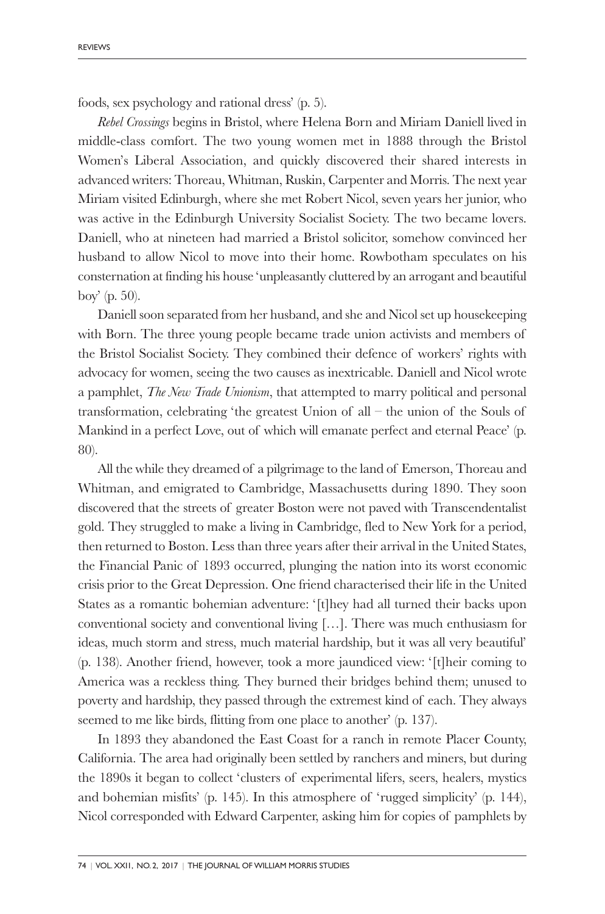foods, sex psychology and rational dress' (p. 5).

*Rebel Crossings* begins in Bristol, where Helena Born and Miriam Daniell lived in middle-class comfort. The two young women met in 1888 through the Bristol Women's Liberal Association, and quickly discovered their shared interests in advanced writers: Thoreau, Whitman, Ruskin, Carpenter and Morris. The next year Miriam visited Edinburgh, where she met Robert Nicol, seven years her junior, who was active in the Edinburgh University Socialist Society. The two became lovers. Daniell, who at nineteen had married a Bristol solicitor, somehow convinced her husband to allow Nicol to move into their home. Rowbotham speculates on his consternation at finding his house 'unpleasantly cluttered by an arrogant and beautiful boy' (p. 50).

Daniell soon separated from her husband, and she and Nicol set up housekeeping with Born. The three young people became trade union activists and members of the Bristol Socialist Society. They combined their defence of workers' rights with advocacy for women, seeing the two causes as inextricable. Daniell and Nicol wrote a pamphlet, *The New Trade Unionism*, that attempted to marry political and personal transformation, celebrating 'the greatest Union of all – the union of the Souls of Mankind in a perfect Love, out of which will emanate perfect and eternal Peace' (p. 80).

All the while they dreamed of a pilgrimage to the land of Emerson, Thoreau and Whitman, and emigrated to Cambridge, Massachusetts during 1890. They soon discovered that the streets of greater Boston were not paved with Transcendentalist gold. They struggled to make a living in Cambridge, fled to New York for a period, then returned to Boston. Less than three years after their arrival in the United States, the Financial Panic of 1893 occurred, plunging the nation into its worst economic crisis prior to the Great Depression. One friend characterised their life in the United States as a romantic bohemian adventure: '[t]hey had all turned their backs upon conventional society and conventional living […]. There was much enthusiasm for ideas, much storm and stress, much material hardship, but it was all very beautiful' (p. 138). Another friend, however, took a more jaundiced view: '[t]heir coming to America was a reckless thing. They burned their bridges behind them; unused to poverty and hardship, they passed through the extremest kind of each. They always seemed to me like birds, flitting from one place to another' (p. 137).

In 1893 they abandoned the East Coast for a ranch in remote Placer County, California. The area had originally been settled by ranchers and miners, but during the 1890s it began to collect 'clusters of experimental lifers, seers, healers, mystics and bohemian misfits' (p. 145). In this atmosphere of 'rugged simplicity' (p. 144), Nicol corresponded with Edward Carpenter, asking him for copies of pamphlets by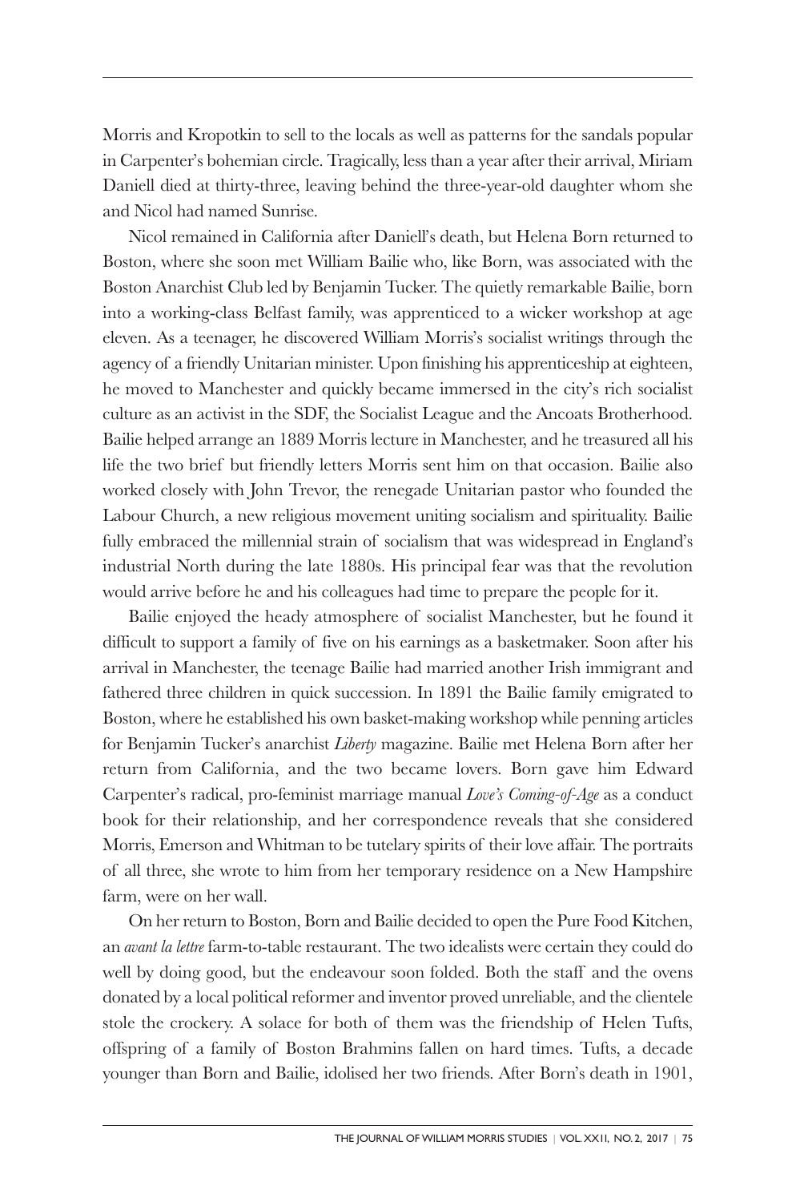Morris and Kropotkin to sell to the locals as well as patterns for the sandals popular in Carpenter's bohemian circle. Tragically, less than a year after their arrival, Miriam Daniell died at thirty-three, leaving behind the three-year-old daughter whom she and Nicol had named Sunrise.

Nicol remained in California after Daniell's death, but Helena Born returned to Boston, where she soon met William Bailie who, like Born, was associated with the Boston Anarchist Club led by Benjamin Tucker. The quietly remarkable Bailie, born into a working-class Belfast family, was apprenticed to a wicker workshop at age eleven. As a teenager, he discovered William Morris's socialist writings through the agency of a friendly Unitarian minister. Upon finishing his apprenticeship at eighteen, he moved to Manchester and quickly became immersed in the city's rich socialist culture as an activist in the SDF, the Socialist League and the Ancoats Brotherhood. Bailie helped arrange an 1889 Morris lecture in Manchester, and he treasured all his life the two brief but friendly letters Morris sent him on that occasion. Bailie also worked closely with John Trevor, the renegade Unitarian pastor who founded the Labour Church, a new religious movement uniting socialism and spirituality. Bailie fully embraced the millennial strain of socialism that was widespread in England's industrial North during the late 1880s. His principal fear was that the revolution would arrive before he and his colleagues had time to prepare the people for it.

Bailie enjoyed the heady atmosphere of socialist Manchester, but he found it difficult to support a family of five on his earnings as a basketmaker. Soon after his arrival in Manchester, the teenage Bailie had married another Irish immigrant and fathered three children in quick succession. In 1891 the Bailie family emigrated to Boston, where he established his own basket-making workshop while penning articles for Benjamin Tucker's anarchist *Liberty* magazine. Bailie met Helena Born after her return from California, and the two became lovers. Born gave him Edward Carpenter's radical, pro-feminist marriage manual *Love's Coming-of-Age* as a conduct book for their relationship, and her correspondence reveals that she considered Morris, Emerson and Whitman to be tutelary spirits of their love affair. The portraits of all three, she wrote to him from her temporary residence on a New Hampshire farm, were on her wall.

On her return to Boston, Born and Bailie decided to open the Pure Food Kitchen, an *avant la lettre* farm-to-table restaurant. The two idealists were certain they could do well by doing good, but the endeavour soon folded. Both the staff and the ovens donated by a local political reformer and inventor proved unreliable, and the clientele stole the crockery. A solace for both of them was the friendship of Helen Tufts, offspring of a family of Boston Brahmins fallen on hard times. Tufts, a decade younger than Born and Bailie, idolised her two friends. After Born's death in 1901,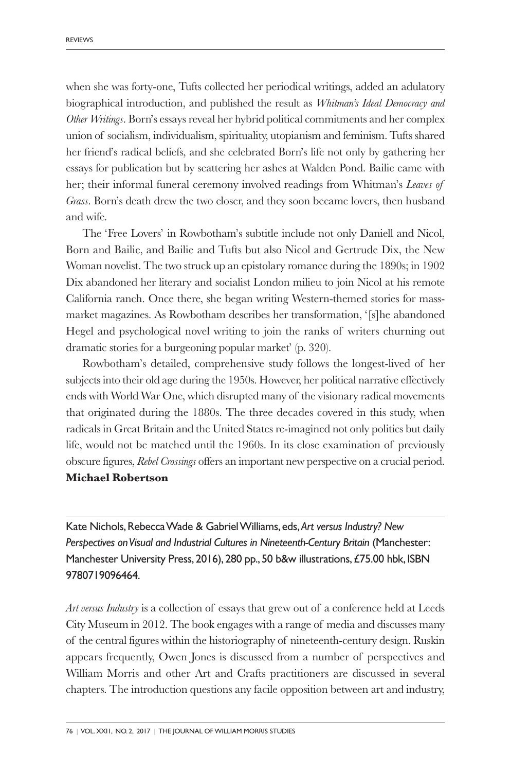when she was forty-one, Tufts collected her periodical writings, added an adulatory biographical introduction, and published the result as *Whitman's Ideal Democracy and Other Writings*. Born's essays reveal her hybrid political commitments and her complex union of socialism, individualism, spirituality, utopianism and feminism. Tufts shared her friend's radical beliefs, and she celebrated Born's life not only by gathering her essays for publication but by scattering her ashes at Walden Pond. Bailie came with her; their informal funeral ceremony involved readings from Whitman's *Leaves of Grass*. Born's death drew the two closer, and they soon became lovers, then husband and wife.

The 'Free Lovers' in Rowbotham's subtitle include not only Daniell and Nicol, Born and Bailie, and Bailie and Tufts but also Nicol and Gertrude Dix, the New Woman novelist. The two struck up an epistolary romance during the 1890s; in 1902 Dix abandoned her literary and socialist London milieu to join Nicol at his remote California ranch. Once there, she began writing Western-themed stories for mass-market magazines. As Rowbotham describes her transformation, '[s]he abandoned Hegel and psychological novel writing to join the ranks of writers churning out dramatic stories for a burgeoning popular market' (p. 320).

Rowbotham's detailed, comprehensive study follows the longest-lived of her subjects into their old age during the 1950s. However, her political narrative effectively ends with World War One, which disrupted many of the visionary radical movements that originated during the 1880s. The three decades covered in this study, when radicals in Great Britain and the United States re-imagined not only politics but daily life, would not be matched until the 1960s. In its close examination of previously obscure figures, *Rebel Crossings* offers an important new perspective on a crucial period.

**Michael Robertson**

---

Kate Nichols, Rebecca Wade & Gabriel Williams, eds, *Art versus Industry? New Perspectives on Visual and Industrial Cultures in Nineteenth-Century Britain* (Manchester: Manchester University Press, 2016), 280 pp., 50 b&w illustrations, £75.00 hbk, ISBN 9780719096464.

*Art versus Industry* is a collection of essays that grew out of a conference held at Leeds City Museum in 2012. The book engages with a range of media and discusses many of the central figures within the historiography of nineteenth-century design. Ruskin appears frequently, Owen Jones is discussed from a number of perspectives and William Morris and other Art and Crafts practitioners are discussed in several chapters. The introduction questions any facile opposition between art and industry,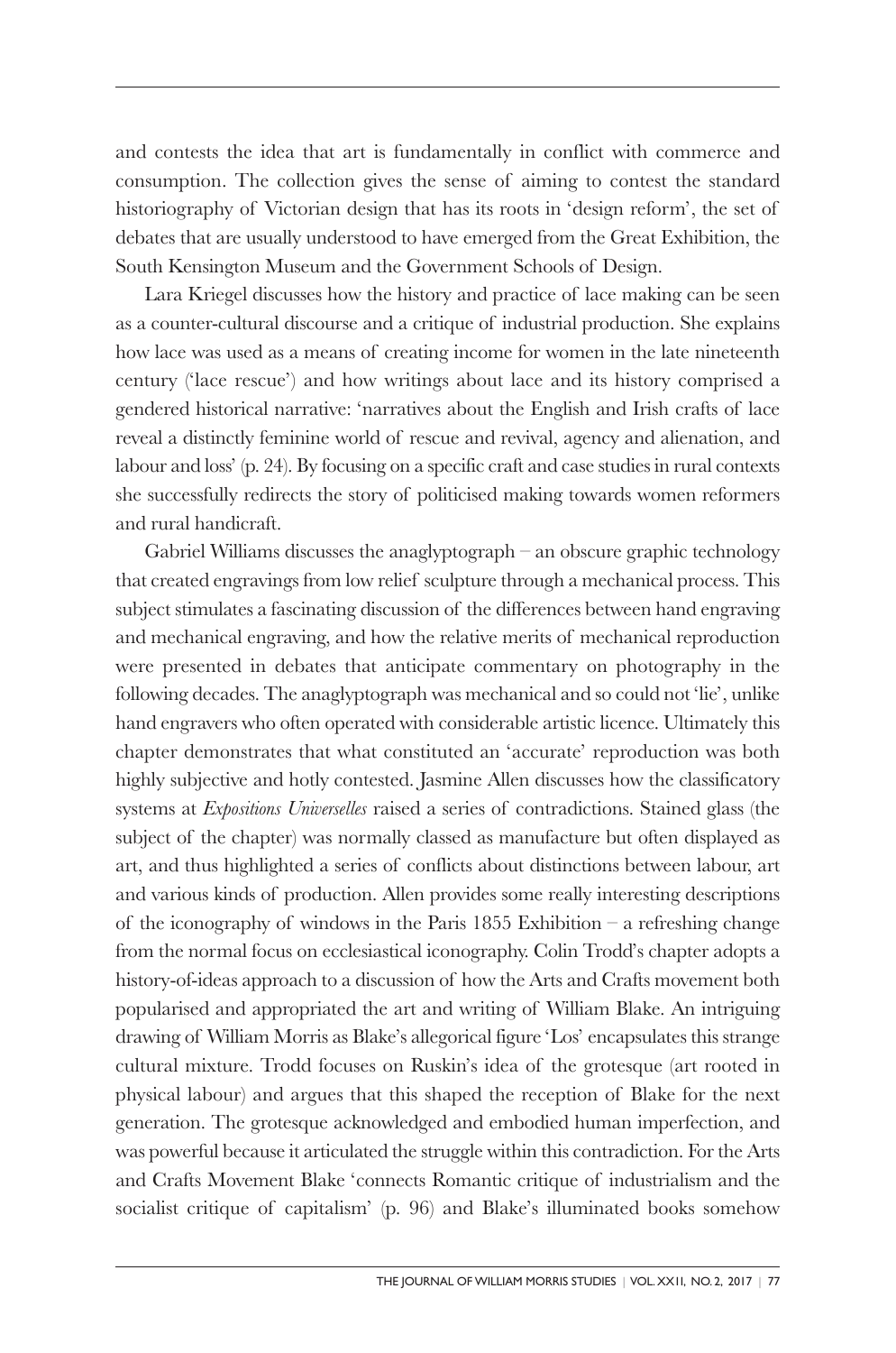and contests the idea that art is fundamentally in conflict with commerce and consumption. The collection gives the sense of aiming to contest the standard historiography of Victorian design that has its roots in 'design reform', the set of debates that are usually understood to have emerged from the Great Exhibition, the South Kensington Museum and the Government Schools of Design.

Lara Kriegel discusses how the history and practice of lace making can be seen as a counter-cultural discourse and a critique of industrial production. She explains how lace was used as a means of creating income for women in the late nineteenth century ('lace rescue') and how writings about lace and its history comprised a gendered historical narrative: 'narratives about the English and Irish crafts of lace reveal a distinctly feminine world of rescue and revival, agency and alienation, and labour and loss' (p. 24). By focusing on a specific craft and case studies in rural contexts she successfully redirects the story of politicised making towards women reformers and rural handicraft.

Gabriel Williams discusses the anaglyptograph – an obscure graphic technology that created engravings from low relief sculpture through a mechanical process. This subject stimulates a fascinating discussion of the differences between hand engraving and mechanical engraving, and how the relative merits of mechanical reproduction were presented in debates that anticipate commentary on photography in the following decades. The anaglyptograph was mechanical and so could not 'lie', unlike hand engravers who often operated with considerable artistic licence. Ultimately this chapter demonstrates that what constituted an 'accurate' reproduction was both highly subjective and hotly contested. Jasmine Allen discusses how the classificatory systems at *Expositions Universelles* raised a series of contradictions. Stained glass (the subject of the chapter) was normally classed as manufacture but often displayed as art, and thus highlighted a series of conflicts about distinctions between labour, art and various kinds of production. Allen provides some really interesting descriptions of the iconography of windows in the Paris 1855 Exhibition – a refreshing change from the normal focus on ecclesiastical iconography. Colin Trodd's chapter adopts a history-of-ideas approach to a discussion of how the Arts and Crafts movement both popularised and appropriated the art and writing of William Blake. An intriguing drawing of William Morris as Blake's allegorical figure 'Los' encapsulates this strange cultural mixture. Trodd focuses on Ruskin's idea of the grotesque (art rooted in physical labour) and argues that this shaped the reception of Blake for the next generation. The grotesque acknowledged and embodied human imperfection, and was powerful because it articulated the struggle within this contradiction. For the Arts and Crafts Movement Blake 'connects Romantic critique of industrialism and the socialist critique of capitalism' (p. 96) and Blake's illuminated books somehow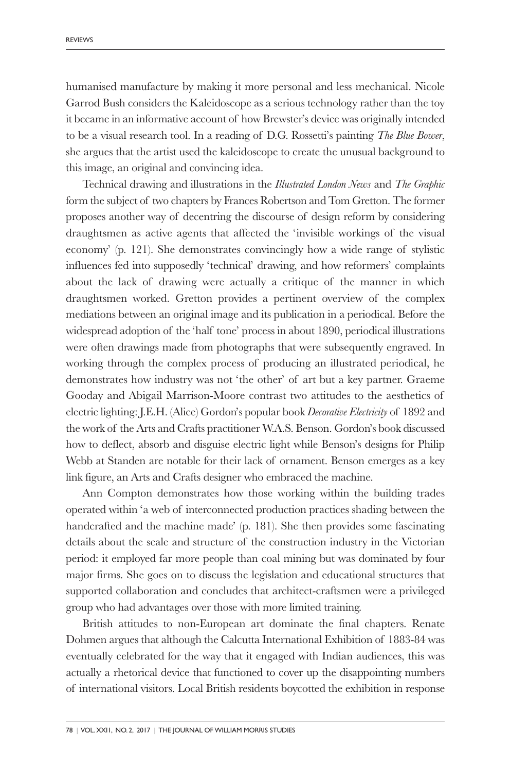humanised manufacture by making it more personal and less mechanical. Nicole Garrod Bush considers the Kaleidoscope as a serious technology rather than the toy it became in an informative account of how Brewster's device was originally intended to be a visual research tool. In a reading of D.G. Rossetti's painting *The Blue Bower*, she argues that the artist used the kaleidoscope to create the unusual background to this image, an original and convincing idea.

Technical drawing and illustrations in the *Illustrated London News* and *The Graphic* form the subject of two chapters by Frances Robertson and Tom Gretton. The former proposes another way of decentring the discourse of design reform by considering draughtsmen as active agents that affected the 'invisible workings of the visual economy' (p. 121). She demonstrates convincingly how a wide range of stylistic influences fed into supposedly 'technical' drawing, and how reformers' complaints about the lack of drawing were actually a critique of the manner in which draughtsmen worked. Gretton provides a pertinent overview of the complex mediations between an original image and its publication in a periodical. Before the widespread adoption of the 'half tone' process in about 1890, periodical illustrations were often drawings made from photographs that were subsequently engraved. In working through the complex process of producing an illustrated periodical, he demonstrates how industry was not 'the other' of art but a key partner. Graeme Gooday and Abigail Marrison-Moore contrast two attitudes to the aesthetics of electric lighting: J.E.H. (Alice) Gordon's popular book *Decorative Electricity* of 1892 and the work of the Arts and Crafts practitioner W.A.S. Benson. Gordon's book discussed how to deflect, absorb and disguise electric light while Benson's designs for Philip Webb at Standen are notable for their lack of ornament. Benson emerges as a key link figure, an Arts and Crafts designer who embraced the machine.

Ann Compton demonstrates how those working within the building trades operated within 'a web of interconnected production practices shading between the handcrafted and the machine made' (p. 181). She then provides some fascinating details about the scale and structure of the construction industry in the Victorian period: it employed far more people than coal mining but was dominated by four major firms. She goes on to discuss the legislation and educational structures that supported collaboration and concludes that architect-craftsmen were a privileged group who had advantages over those with more limited training.

British attitudes to non-European art dominate the final chapters. Renate Dohmen argues that although the Calcutta International Exhibition of 1883-84 was eventually celebrated for the way that it engaged with Indian audiences, this was actually a rhetorical device that functioned to cover up the disappointing numbers of international visitors. Local British residents boycotted the exhibition in response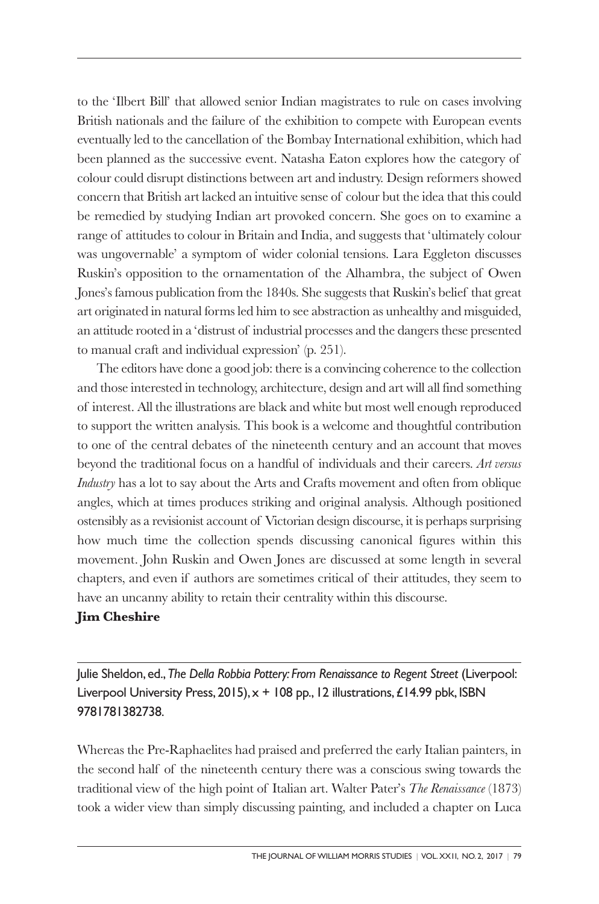to the 'Ilbert Bill' that allowed senior Indian magistrates to rule on cases involving British nationals and the failure of the exhibition to compete with European events eventually led to the cancellation of the Bombay International exhibition, which had been planned as the successive event. Natasha Eaton explores how the category of colour could disrupt distinctions between art and industry. Design reformers showed concern that British art lacked an intuitive sense of colour but the idea that this could be remedied by studying Indian art provoked concern. She goes on to examine a range of attitudes to colour in Britain and India, and suggests that 'ultimately colour was ungovernable' a symptom of wider colonial tensions. Lara Eggleton discusses Ruskin's opposition to the ornamentation of the Alhambra, the subject of Owen Jones's famous publication from the 1840s. She suggests that Ruskin's belief that great art originated in natural forms led him to see abstraction as unhealthy and misguided, an attitude rooted in a 'distrust of industrial processes and the dangers these presented to manual craft and individual expression' (p. 251).

The editors have done a good job: there is a convincing coherence to the collection and those interested in technology, architecture, design and art will all find something of interest. All the illustrations are black and white but most well enough reproduced to support the written analysis. This book is a welcome and thoughtful contribution to one of the central debates of the nineteenth century and an account that moves beyond the traditional focus on a handful of individuals and their careers. *Art versus Industry* has a lot to say about the Arts and Crafts movement and often from oblique angles, which at times produces striking and original analysis. Although positioned ostensibly as a revisionist account of Victorian design discourse, it is perhaps surprising how much time the collection spends discussing canonical figures within this movement. John Ruskin and Owen Jones are discussed at some length in several chapters, and even if authors are sometimes critical of their attitudes, they seem to have an uncanny ability to retain their centrality within this discourse.

**Jim Cheshire**

---

Julie Sheldon, ed., *The Della Robbia Pottery: From Renaissance to Regent Street* (Liverpool: Liverpool University Press, 2015), x + 108 pp., 12 illustrations, £14.99 pbk, ISBN 9781781382738.

Whereas the Pre-Raphaelites had praised and preferred the early Italian painters, in the second half of the nineteenth century there was a conscious swing towards the traditional view of the high point of Italian art. Walter Pater's *The Renaissance* (1873) took a wider view than simply discussing painting, and included a chapter on Luca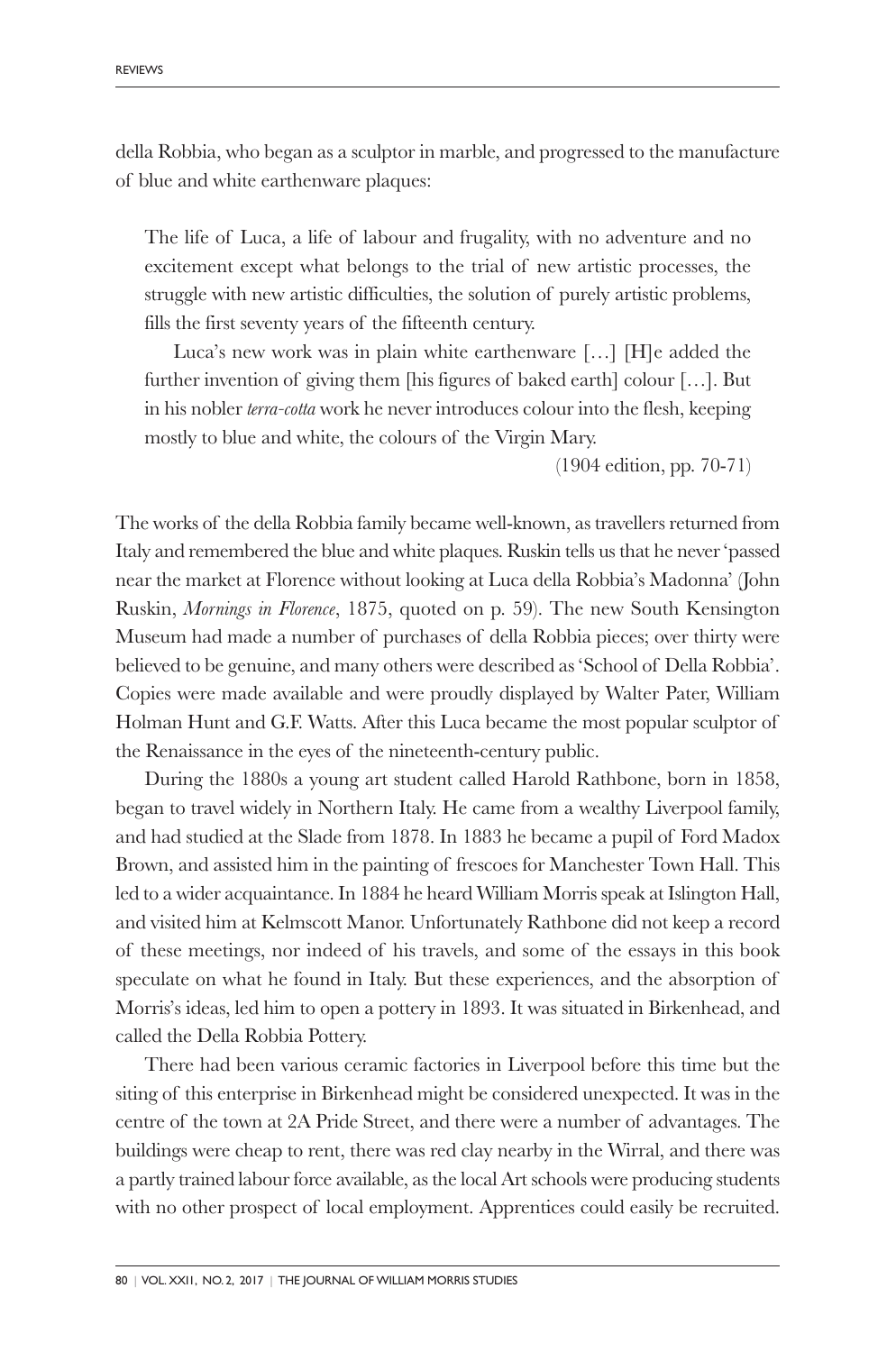della Robbia, who began as a sculptor in marble, and progressed to the manufacture of blue and white earthenware plaques:

> The life of Luca, a life of labour and frugality, with no adventure and no excitement except what belongs to the trial of new artistic processes, the struggle with new artistic difficulties, the solution of purely artistic problems, fills the first seventy years of the fifteenth century.
>
> Luca's new work was in plain white earthenware […] [H]e added the further invention of giving them [his figures of baked earth] colour […]. But in his nobler *terra-cotta* work he never introduces colour into the flesh, keeping mostly to blue and white, the colours of the Virgin Mary.
>
> (1904 edition, pp. 70-71)

The works of the della Robbia family became well-known, as travellers returned from Italy and remembered the blue and white plaques. Ruskin tells us that he never 'passed near the market at Florence without looking at Luca della Robbia's Madonna' (John Ruskin, *Mornings in Florence*, 1875, quoted on p. 59). The new South Kensington Museum had made a number of purchases of della Robbia pieces; over thirty were believed to be genuine, and many others were described as 'School of Della Robbia'. Copies were made available and were proudly displayed by Walter Pater, William Holman Hunt and G.F. Watts. After this Luca became the most popular sculptor of the Renaissance in the eyes of the nineteenth-century public.

During the 1880s a young art student called Harold Rathbone, born in 1858, began to travel widely in Northern Italy. He came from a wealthy Liverpool family, and had studied at the Slade from 1878. In 1883 he became a pupil of Ford Madox Brown, and assisted him in the painting of frescoes for Manchester Town Hall. This led to a wider acquaintance. In 1884 he heard William Morris speak at Islington Hall, and visited him at Kelmscott Manor. Unfortunately Rathbone did not keep a record of these meetings, nor indeed of his travels, and some of the essays in this book speculate on what he found in Italy. But these experiences, and the absorption of Morris's ideas, led him to open a pottery in 1893. It was situated in Birkenhead, and called the Della Robbia Pottery.

There had been various ceramic factories in Liverpool before this time but the siting of this enterprise in Birkenhead might be considered unexpected. It was in the centre of the town at 2A Pride Street, and there were a number of advantages. The buildings were cheap to rent, there was red clay nearby in the Wirral, and there was a partly trained labour force available, as the local Art schools were producing students with no other prospect of local employment. Apprentices could easily be recruited.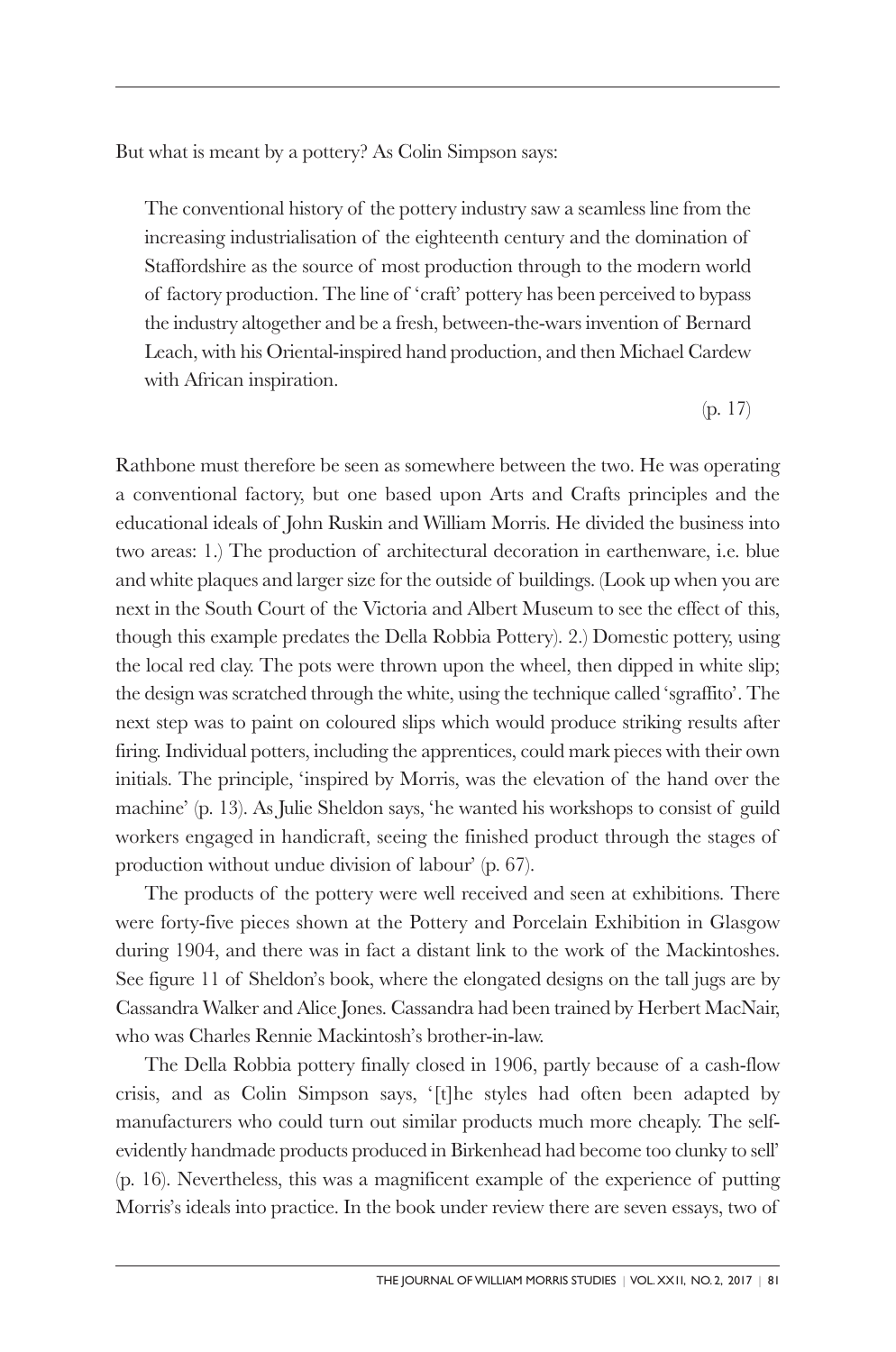But what is meant by a pottery? As Colin Simpson says:

> The conventional history of the pottery industry saw a seamless line from the increasing industrialisation of the eighteenth century and the domination of Staffordshire as the source of most production through to the modern world of factory production. The line of 'craft' pottery has been perceived to bypass the industry altogether and be a fresh, between-the-wars invention of Bernard Leach, with his Oriental-inspired hand production, and then Michael Cardew with African inspiration.
>
> (p. 17)

Rathbone must therefore be seen as somewhere between the two. He was operating a conventional factory, but one based upon Arts and Crafts principles and the educational ideals of John Ruskin and William Morris. He divided the business into two areas: 1.) The production of architectural decoration in earthenware, i.e. blue and white plaques and larger size for the outside of buildings. (Look up when you are next in the South Court of the Victoria and Albert Museum to see the effect of this, though this example predates the Della Robbia Pottery). 2.) Domestic pottery, using the local red clay. The pots were thrown upon the wheel, then dipped in white slip; the design was scratched through the white, using the technique called 'sgraffito'. The next step was to paint on coloured slips which would produce striking results after firing. Individual potters, including the apprentices, could mark pieces with their own initials. The principle, 'inspired by Morris, was the elevation of the hand over the machine' (p. 13). As Julie Sheldon says, 'he wanted his workshops to consist of guild workers engaged in handicraft, seeing the finished product through the stages of production without undue division of labour' (p. 67).

The products of the pottery were well received and seen at exhibitions. There were forty-five pieces shown at the Pottery and Porcelain Exhibition in Glasgow during 1904, and there was in fact a distant link to the work of the Mackintoshes. See figure 11 of Sheldon's book, where the elongated designs on the tall jugs are by Cassandra Walker and Alice Jones. Cassandra had been trained by Herbert MacNair, who was Charles Rennie Mackintosh's brother-in-law.

The Della Robbia pottery finally closed in 1906, partly because of a cash-flow crisis, and as Colin Simpson says, '[t]he styles had often been adapted by manufacturers who could turn out similar products much more cheaply. The self-evidently handmade products produced in Birkenhead had become too clunky to sell' (p. 16). Nevertheless, this was a magnificent example of the experience of putting Morris's ideals into practice. In the book under review there are seven essays, two of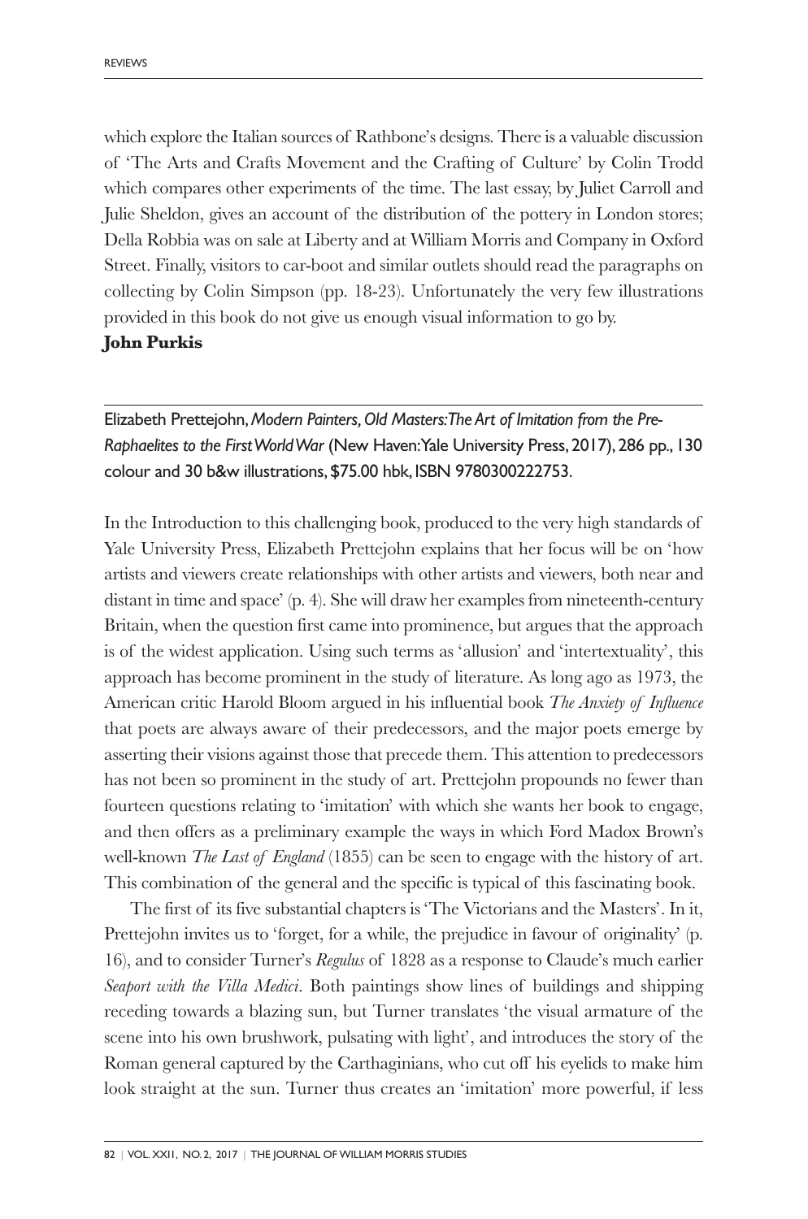which explore the Italian sources of Rathbone's designs. There is a valuable discussion of 'The Arts and Crafts Movement and the Crafting of Culture' by Colin Trodd which compares other experiments of the time. The last essay, by Juliet Carroll and Julie Sheldon, gives an account of the distribution of the pottery in London stores; Della Robbia was on sale at Liberty and at William Morris and Company in Oxford Street. Finally, visitors to car-boot and similar outlets should read the paragraphs on collecting by Colin Simpson (pp. 18-23). Unfortunately the very few illustrations provided in this book do not give us enough visual information to go by.

**John Purkis**

---

Elizabeth Prettejohn, *Modern Painters, Old Masters: The Art of Imitation from the Pre-Raphaelites to the First World War* (New Haven: Yale University Press, 2017), 286 pp., 130 colour and 30 b&w illustrations, $75.00 hbk, ISBN 9780300222753.

In the Introduction to this challenging book, produced to the very high standards of Yale University Press, Elizabeth Prettejohn explains that her focus will be on 'how artists and viewers create relationships with other artists and viewers, both near and distant in time and space' (p. 4). She will draw her examples from nineteenth-century Britain, when the question first came into prominence, but argues that the approach is of the widest application. Using such terms as 'allusion' and 'intertextuality', this approach has become prominent in the study of literature. As long ago as 1973, the American critic Harold Bloom argued in his influential book *The Anxiety of Influence* that poets are always aware of their predecessors, and the major poets emerge by asserting their visions against those that precede them. This attention to predecessors has not been so prominent in the study of art. Prettejohn propounds no fewer than fourteen questions relating to 'imitation' with which she wants her book to engage, and then offers as a preliminary example the ways in which Ford Madox Brown's well-known *The Last of England* (1855) can be seen to engage with the history of art. This combination of the general and the specific is typical of this fascinating book.

The first of its five substantial chapters is 'The Victorians and the Masters'. In it, Prettejohn invites us to 'forget, for a while, the prejudice in favour of originality' (p. 16), and to consider Turner's *Regulus* of 1828 as a response to Claude's much earlier *Seaport with the Villa Medici*. Both paintings show lines of buildings and shipping receding towards a blazing sun, but Turner translates 'the visual armature of the scene into his own brushwork, pulsating with light', and introduces the story of the Roman general captured by the Carthaginians, who cut off his eyelids to make him look straight at the sun. Turner thus creates an 'imitation' more powerful, if less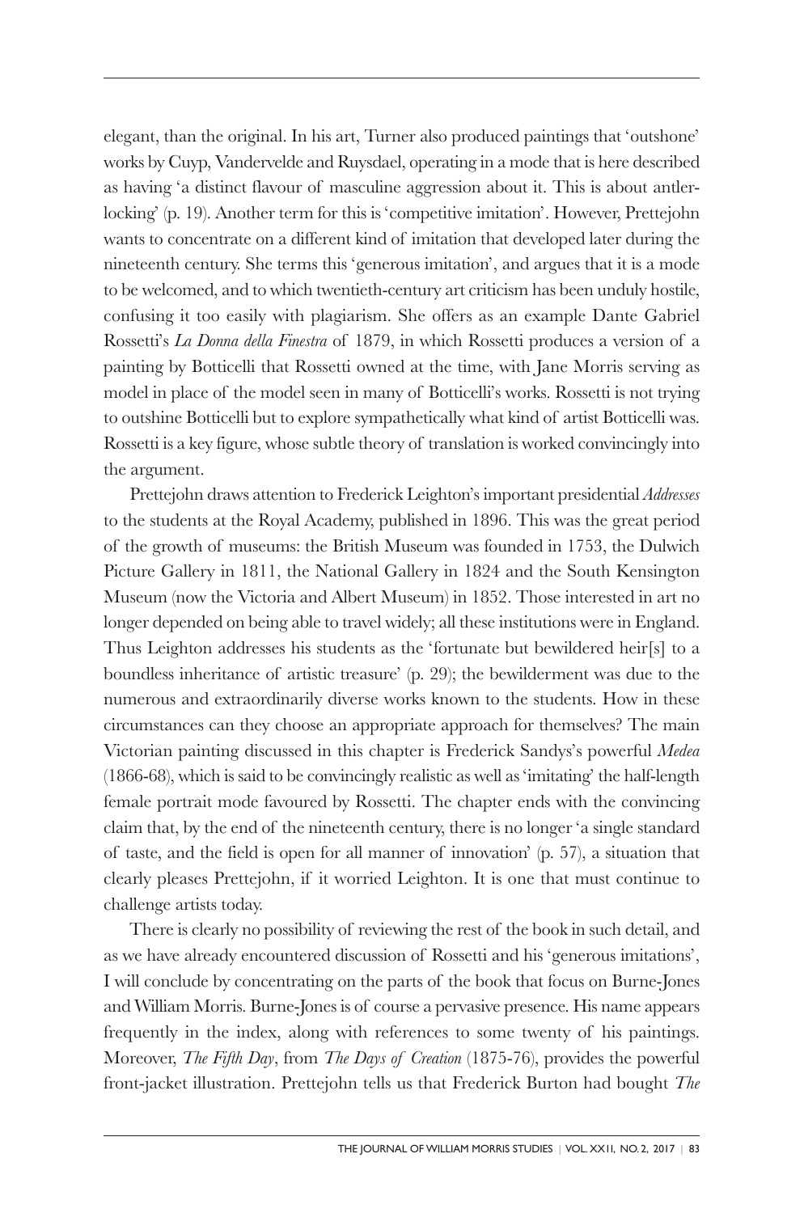elegant, than the original. In his art, Turner also produced paintings that 'outshone' works by Cuyp, Vandervelde and Ruysdael, operating in a mode that is here described as having 'a distinct flavour of masculine aggression about it. This is about antler-locking' (p. 19). Another term for this is 'competitive imitation'. However, Prettejohn wants to concentrate on a different kind of imitation that developed later during the nineteenth century. She terms this 'generous imitation', and argues that it is a mode to be welcomed, and to which twentieth-century art criticism has been unduly hostile, confusing it too easily with plagiarism. She offers as an example Dante Gabriel Rossetti's *La Donna della Finestra* of 1879, in which Rossetti produces a version of a painting by Botticelli that Rossetti owned at the time, with Jane Morris serving as model in place of the model seen in many of Botticelli's works. Rossetti is not trying to outshine Botticelli but to explore sympathetically what kind of artist Botticelli was. Rossetti is a key figure, whose subtle theory of translation is worked convincingly into the argument.

Prettejohn draws attention to Frederick Leighton's important presidential *Addresses* to the students at the Royal Academy, published in 1896. This was the great period of the growth of museums: the British Museum was founded in 1753, the Dulwich Picture Gallery in 1811, the National Gallery in 1824 and the South Kensington Museum (now the Victoria and Albert Museum) in 1852. Those interested in art no longer depended on being able to travel widely; all these institutions were in England. Thus Leighton addresses his students as the 'fortunate but bewildered heir[s] to a boundless inheritance of artistic treasure' (p. 29); the bewilderment was due to the numerous and extraordinarily diverse works known to the students. How in these circumstances can they choose an appropriate approach for themselves? The main Victorian painting discussed in this chapter is Frederick Sandys's powerful *Medea* (1866-68), which is said to be convincingly realistic as well as 'imitating' the half-length female portrait mode favoured by Rossetti. The chapter ends with the convincing claim that, by the end of the nineteenth century, there is no longer 'a single standard of taste, and the field is open for all manner of innovation' (p. 57), a situation that clearly pleases Prettejohn, if it worried Leighton. It is one that must continue to challenge artists today.

There is clearly no possibility of reviewing the rest of the book in such detail, and as we have already encountered discussion of Rossetti and his 'generous imitations', I will conclude by concentrating on the parts of the book that focus on Burne-Jones and William Morris. Burne-Jones is of course a pervasive presence. His name appears frequently in the index, along with references to some twenty of his paintings. Moreover, *The Fifth Day*, from *The Days of Creation* (1875-76), provides the powerful front-jacket illustration. Prettejohn tells us that Frederick Burton had bought *The*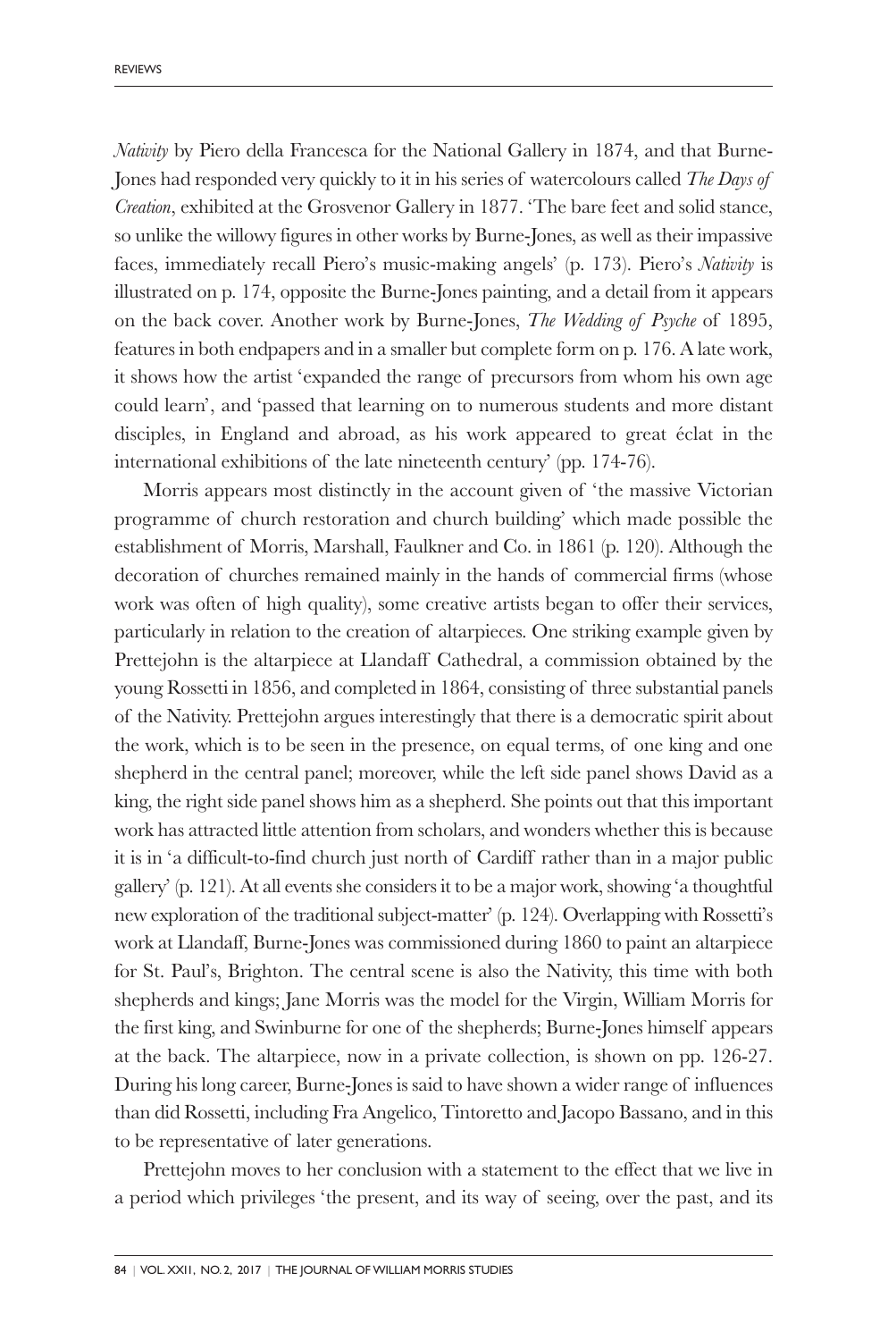*Nativity* by Piero della Francesca for the National Gallery in 1874, and that Burne-Jones had responded very quickly to it in his series of watercolours called *The Days of Creation*, exhibited at the Grosvenor Gallery in 1877. 'The bare feet and solid stance, so unlike the willowy figures in other works by Burne-Jones, as well as their impassive faces, immediately recall Piero's music-making angels' (p. 173). Piero's *Nativity* is illustrated on p. 174, opposite the Burne-Jones painting, and a detail from it appears on the back cover. Another work by Burne-Jones, *The Wedding of Psyche* of 1895, features in both endpapers and in a smaller but complete form on p. 176. A late work, it shows how the artist 'expanded the range of precursors from whom his own age could learn', and 'passed that learning on to numerous students and more distant disciples, in England and abroad, as his work appeared to great éclat in the international exhibitions of the late nineteenth century' (pp. 174-76).

Morris appears most distinctly in the account given of 'the massive Victorian programme of church restoration and church building' which made possible the establishment of Morris, Marshall, Faulkner and Co. in 1861 (p. 120). Although the decoration of churches remained mainly in the hands of commercial firms (whose work was often of high quality), some creative artists began to offer their services, particularly in relation to the creation of altarpieces. One striking example given by Prettejohn is the altarpiece at Llandaff Cathedral, a commission obtained by the young Rossetti in 1856, and completed in 1864, consisting of three substantial panels of the Nativity. Prettejohn argues interestingly that there is a democratic spirit about the work, which is to be seen in the presence, on equal terms, of one king and one shepherd in the central panel; moreover, while the left side panel shows David as a king, the right side panel shows him as a shepherd. She points out that this important work has attracted little attention from scholars, and wonders whether this is because it is in 'a difficult-to-find church just north of Cardiff rather than in a major public gallery' (p. 121). At all events she considers it to be a major work, showing 'a thoughtful new exploration of the traditional subject-matter' (p. 124). Overlapping with Rossetti's work at Llandaff, Burne-Jones was commissioned during 1860 to paint an altarpiece for St. Paul's, Brighton. The central scene is also the Nativity, this time with both shepherds and kings; Jane Morris was the model for the Virgin, William Morris for the first king, and Swinburne for one of the shepherds; Burne-Jones himself appears at the back. The altarpiece, now in a private collection, is shown on pp. 126-27. During his long career, Burne-Jones is said to have shown a wider range of influences than did Rossetti, including Fra Angelico, Tintoretto and Jacopo Bassano, and in this to be representative of later generations.

Prettejohn moves to her conclusion with a statement to the effect that we live in a period which privileges 'the present, and its way of seeing, over the past, and its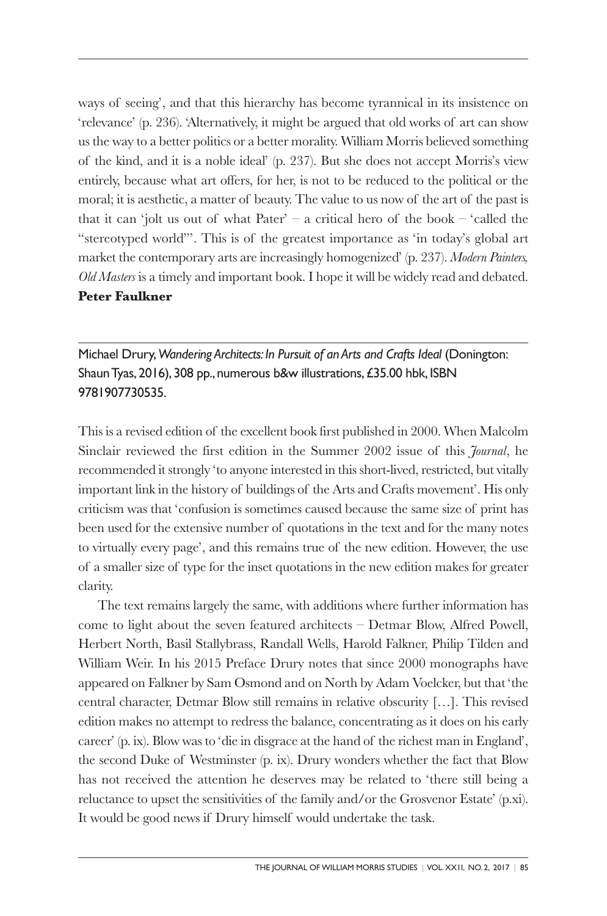ways of seeing', and that this hierarchy has become tyrannical in its insistence on 'relevance' (p. 236). 'Alternatively, it might be argued that old works of art can show us the way to a better politics or a better morality. William Morris believed something of the kind, and it is a noble ideal' (p. 237). But she does not accept Morris's view entirely, because what art offers, for her, is not to be reduced to the political or the moral; it is aesthetic, a matter of beauty. The value to us now of the art of the past is that it can 'jolt us out of what Pater' – a critical hero of the book – 'called the "stereotyped world"'. This is of the greatest importance as 'in today's global art market the contemporary arts are increasingly homogenized' (p. 237). *Modern Painters, Old Masters* is a timely and important book. I hope it will be widely read and debated.

**Peter Faulkner**

---

Michael Drury, *Wandering Architects: In Pursuit of an Arts and Crafts Ideal* (Donington: Shaun Tyas, 2016), 308 pp., numerous b&w illustrations, £35.00 hbk, ISBN 9781907730535.

This is a revised edition of the excellent book first published in 2000. When Malcolm Sinclair reviewed the first edition in the Summer 2002 issue of this *Journal*, he recommended it strongly 'to anyone interested in this short-lived, restricted, but vitally important link in the history of buildings of the Arts and Crafts movement'. His only criticism was that 'confusion is sometimes caused because the same size of print has been used for the extensive number of quotations in the text and for the many notes to virtually every page', and this remains true of the new edition. However, the use of a smaller size of type for the inset quotations in the new edition makes for greater clarity.

The text remains largely the same, with additions where further information has come to light about the seven featured architects – Detmar Blow, Alfred Powell, Herbert North, Basil Stallybrass, Randall Wells, Harold Falkner, Philip Tilden and William Weir. In his 2015 Preface Drury notes that since 2000 monographs have appeared on Falkner by Sam Osmond and on North by Adam Voelcker, but that 'the central character, Detmar Blow still remains in relative obscurity […]. This revised edition makes no attempt to redress the balance, concentrating as it does on his early career' (p. ix). Blow was to 'die in disgrace at the hand of the richest man in England', the second Duke of Westminster (p. ix). Drury wonders whether the fact that Blow has not received the attention he deserves may be related to 'there still being a reluctance to upset the sensitivities of the family and/or the Grosvenor Estate' (p.xi). It would be good news if Drury himself would undertake the task.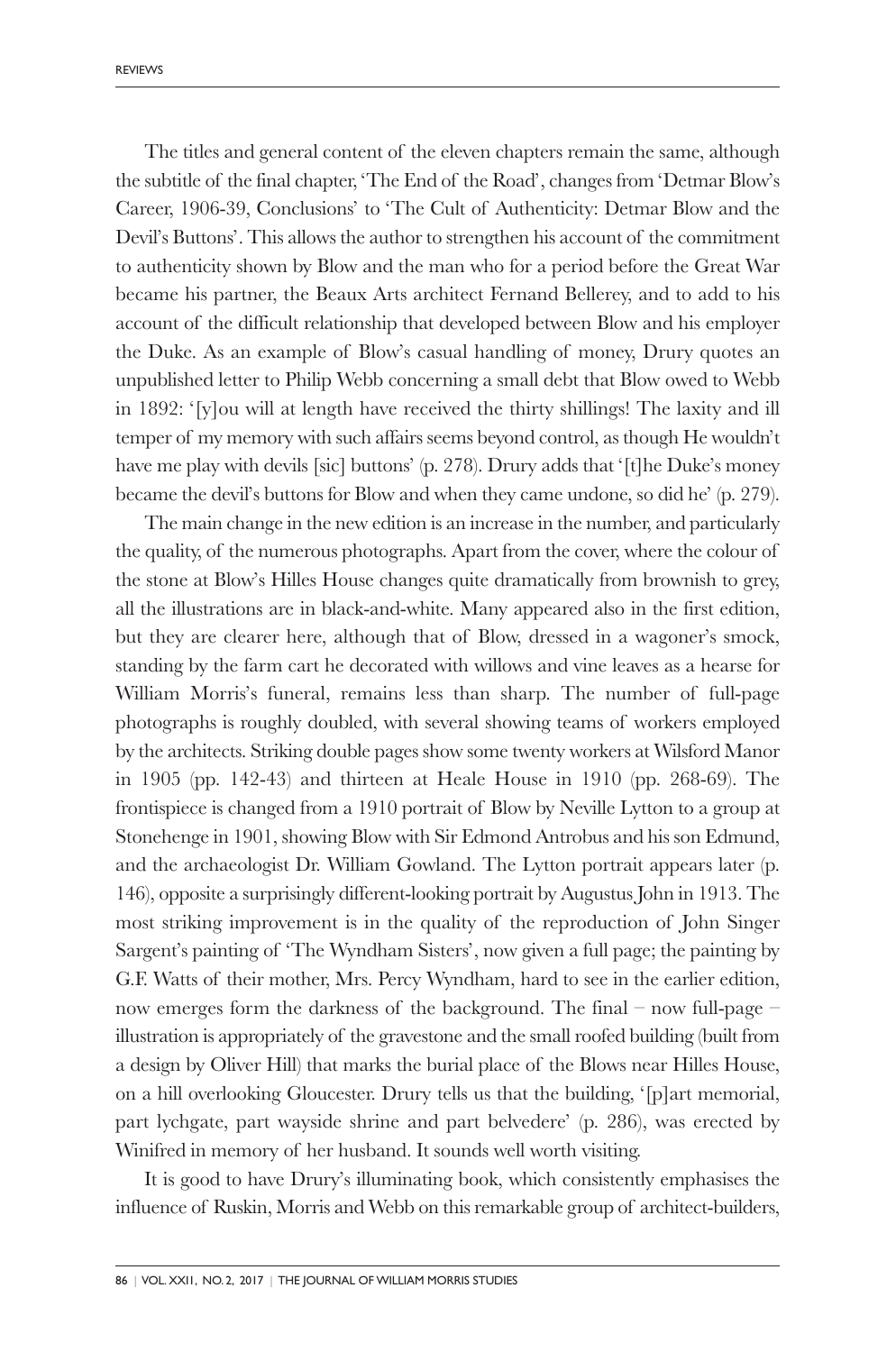The titles and general content of the eleven chapters remain the same, although the subtitle of the final chapter, 'The End of the Road', changes from 'Detmar Blow's Career, 1906-39, Conclusions' to 'The Cult of Authenticity: Detmar Blow and the Devil's Buttons'. This allows the author to strengthen his account of the commitment to authenticity shown by Blow and the man who for a period before the Great War became his partner, the Beaux Arts architect Fernand Bellerey, and to add to his account of the difficult relationship that developed between Blow and his employer the Duke. As an example of Blow's casual handling of money, Drury quotes an unpublished letter to Philip Webb concerning a small debt that Blow owed to Webb in 1892: '[y]ou will at length have received the thirty shillings! The laxity and ill temper of my memory with such affairs seems beyond control, as though He wouldn't have me play with devils [sic] buttons' (p. 278). Drury adds that '[t]he Duke's money became the devil's buttons for Blow and when they came undone, so did he' (p. 279).

The main change in the new edition is an increase in the number, and particularly the quality, of the numerous photographs. Apart from the cover, where the colour of the stone at Blow's Hilles House changes quite dramatically from brownish to grey, all the illustrations are in black-and-white. Many appeared also in the first edition, but they are clearer here, although that of Blow, dressed in a wagoner's smock, standing by the farm cart he decorated with willows and vine leaves as a hearse for William Morris's funeral, remains less than sharp. The number of full-page photographs is roughly doubled, with several showing teams of workers employed by the architects. Striking double pages show some twenty workers at Wilsford Manor in 1905 (pp. 142-43) and thirteen at Heale House in 1910 (pp. 268-69). The frontispiece is changed from a 1910 portrait of Blow by Neville Lytton to a group at Stonehenge in 1901, showing Blow with Sir Edmond Antrobus and his son Edmund, and the archaeologist Dr. William Gowland. The Lytton portrait appears later (p. 146), opposite a surprisingly different-looking portrait by Augustus John in 1913. The most striking improvement is in the quality of the reproduction of John Singer Sargent's painting of 'The Wyndham Sisters', now given a full page; the painting by G.F. Watts of their mother, Mrs. Percy Wyndham, hard to see in the earlier edition, now emerges form the darkness of the background. The final – now full-page – illustration is appropriately of the gravestone and the small roofed building (built from a design by Oliver Hill) that marks the burial place of the Blows near Hilles House, on a hill overlooking Gloucester. Drury tells us that the building, '[p]art memorial, part lychgate, part wayside shrine and part belvedere' (p. 286), was erected by Winifred in memory of her husband. It sounds well worth visiting.

It is good to have Drury's illuminating book, which consistently emphasises the influence of Ruskin, Morris and Webb on this remarkable group of architect-builders,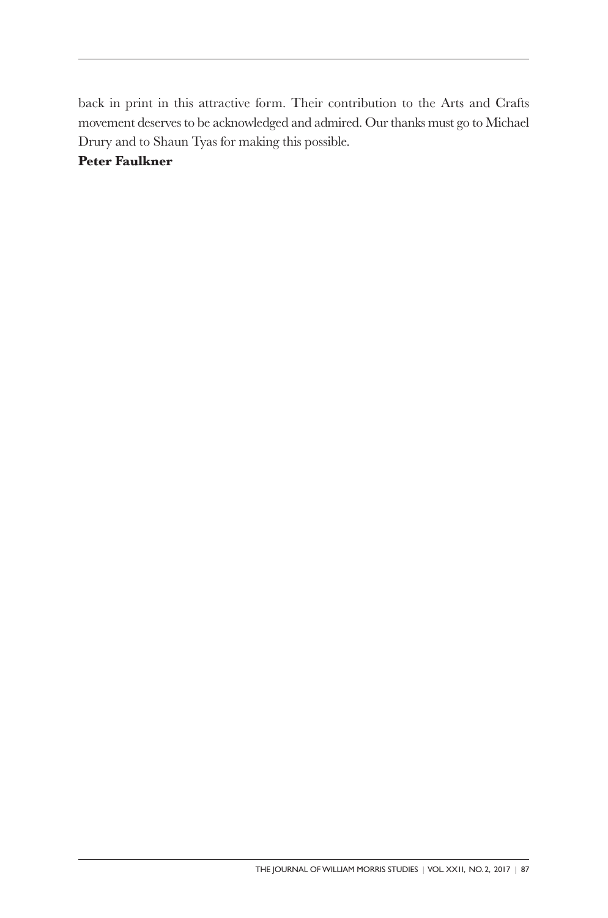back in print in this attractive form. Their contribution to the Arts and Crafts movement deserves to be acknowledged and admired. Our thanks must go to Michael Drury and to Shaun Tyas for making this possible.

**Peter Faulkner**